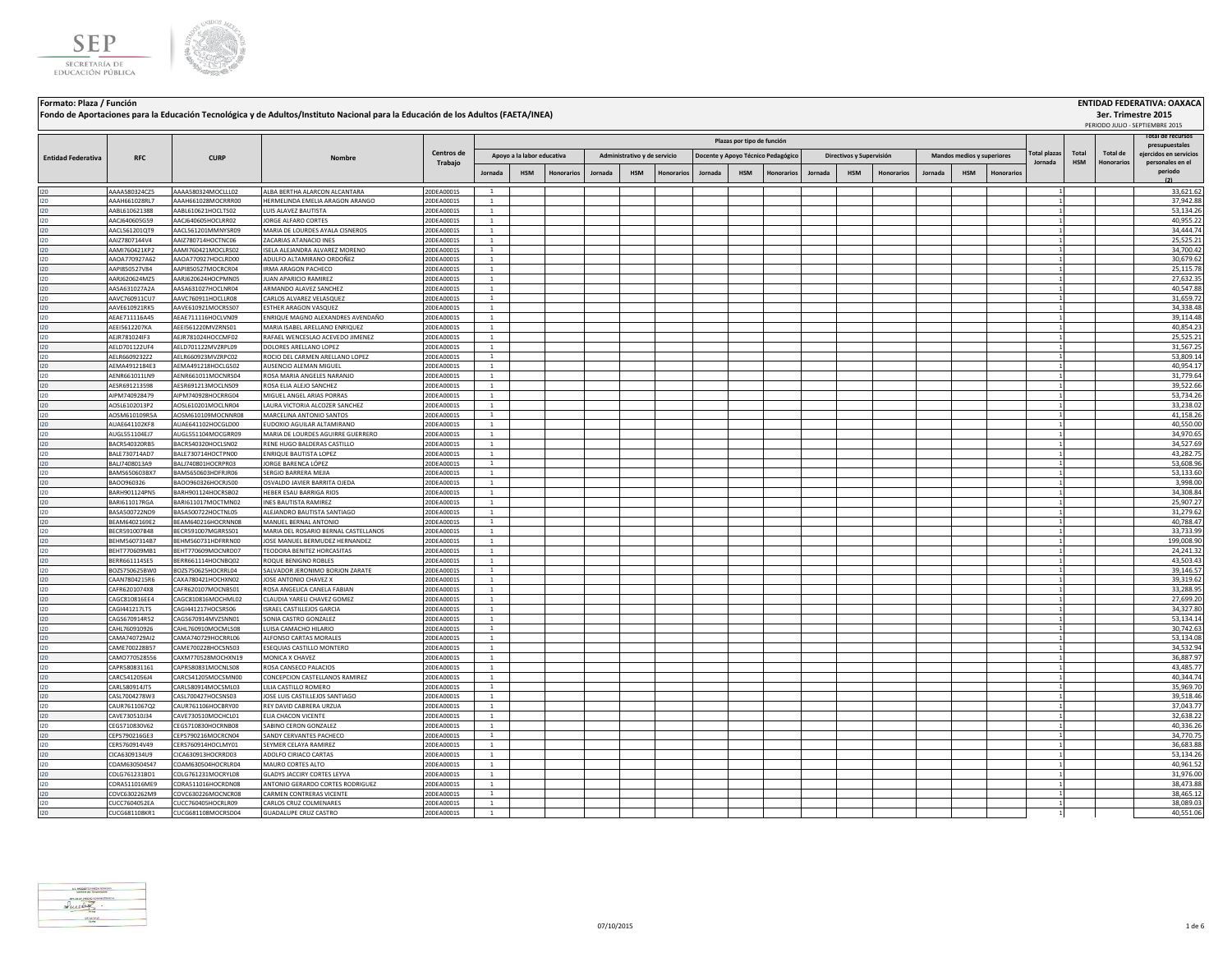SEP
SECRETARÍA DE EDUCACIÓN PÚBLICA

**Formato: Plaza / Función**

**Fondo de Aportaciones para la Educación Tecnológica y de Adultos/Instituto Nacional para la Educación de los Adultos (FAETA/INEA)**

**ENTIDAD FEDERATIVA: OAXACA**

**3er. Trimestre 2015**

PERIODO JULIO - SEPTIEMBRE 2015

| Entidad Federativa | RFC | CURP | Nombre | Centros de Trabajo | Plazas por tipo de función | | | | | | | | | | | | | | | Total plazas Jornada | Total HSM | Total de Honorarios | Total de recursos presupuestales ejercidos en servicios personales en el periodo (2) |
|---|---|---|---|---|---|---|---|---|---|---|---|---|---|---|---|---|---|---|---|---|---|---|---|
| | | | | | Apoyo a la labor educativa | | | Administrativo y de servicio | | | Docente y Apoyo Técnico Pedagógico | | | Directivos y Supervisión | | | Mandos medios y superiores | | | | | | |
| | | | | | Jornada | HSM | Honorarios | Jornada | HSM | Honorarios | Jornada | HSM | Honorarios | Jornada | HSM | Honorarios | Jornada | HSM | Honorarios | | | | |
| I20 | AAAA580324CZ5 | AAAA580324MOCLLL02 | ALBA BERTHA ALARCON ALCANTARA | 20DEA0001S | 1 | | | | | | | | | | | | | | | 1 | | | 33,621.62 |
| I20 | AAAH661028RL7 | AAAH661028MOCRRR00 | HERMELINDA EMELIA ARAGON ARANGO | 20DEA0001S | 1 | | | | | | | | | | | | | | | 1 | | | 37,942.88 |
| I20 | AABL610621388 | AABL610621HOCLTS02 | LUIS ALAVEZ BAUTISTA | 20DEA0001S | 1 | | | | | | | | | | | | | | | 1 | | | 53,134.26 |
| I20 | AACJ640605G59 | AACJ640605HOCLRR02 | JORGE ALFARO CORTES | 20DEA0001S | 1 | | | | | | | | | | | | | | | 1 | | | 40,955.22 |
| I20 | AACL561201QT9 | AACL561201MMNYSR09 | MARIA DE LOURDES AYALA CISNEROS | 20DEA0001S | 1 | | | | | | | | | | | | | | | 1 | | | 34,444.74 |
| I20 | AAIZ7807144V4 | AAIZ780714HOCTNC06 | ZACARIAS ATANACIO INES | 20DEA0001S | 1 | | | | | | | | | | | | | | | 1 | | | 25,525.21 |
| I20 | AAMI760421KP2 | AAMI760421MOCLRS02 | ISELA ALEJANDRA ALVAREZ MORENO | 20DEA0001S | 1 | | | | | | | | | | | | | | | 1 | | | 34,700.42 |
| I20 | AAOA770927A62 | AAOA770927HOCLRD00 | ADULFO ALTAMIRANO ORDOÑEZ | 20DEA0001S | 1 | | | | | | | | | | | | | | | 1 | | | 30,679.62 |
| I20 | AAPI850527V84 | AAPI850527MOCRCR04 | IRMA ARAGON PACHECO | 20DEA0001S | 1 | | | | | | | | | | | | | | | 1 | | | 25,115.78 |
| I20 | AARJ620624MZ5 | AARJ620624HOCPMN05 | JUAN APARICIO RAMIREZ | 20DEA0001S | 1 | | | | | | | | | | | | | | | 1 | | | 27,632.35 |
| I20 | AASA631027A2A | AASA631027HOCLNR04 | ARMANDO ALAVEZ SANCHEZ | 20DEA0001S | 1 | | | | | | | | | | | | | | | 1 | | | 40,547.88 |
| I20 | AAVC760911CU7 | AAVC760911HOCLLR08 | CARLOS ALVAREZ VELASQUEZ | 20DEA0001S | 1 | | | | | | | | | | | | | | | 1 | | | 31,659.72 |
| I20 | AAVE610921RK5 | AAVE610921MOCRSS07 | ESTHER ARAGON VASQUEZ | 20DEA0001S | 1 | | | | | | | | | | | | | | | 1 | | | 34,338.48 |
| I20 | AEAE711116A45 | AEAE711116HOCLVN09 | ENRIQUE MAGNO ALEXANDRES AVENDAÑO | 20DEA0001S | 1 | | | | | | | | | | | | | | | 1 | | | 39,114.48 |
| I20 | AEEI5612207KA | AEEI561220MVZRNS01 | MARIA ISABEL ARELLANO ENRIQUEZ | 20DEA0001S | 1 | | | | | | | | | | | | | | | 1 | | | 40,854.23 |
| I20 | AEJR781024IF3 | AEJR781024HOCCMF02 | RAFAEL WENCESLAO ACEVEDO JIMENEZ | 20DEA0001S | 1 | | | | | | | | | | | | | | | 1 | | | 25,525.21 |
| I20 | AELD701122UF4 | AELD701122MVZRPL09 | DOLORES ARELLANO LOPEZ | 20DEA0001S | 1 | | | | | | | | | | | | | | | 1 | | | 31,567.25 |
| I20 | AELR6609232Z2 | AELR660923MVZRPC02 | ROCIO DEL CARMEN ARELLANO LOPEZ | 20DEA0001S | 1 | | | | | | | | | | | | | | | 1 | | | 53,809.14 |
| I20 | AEMA4912184E3 | AEMA491218HOCLGS02 | AUSENCIO ALEMAN MIGUEL | 20DEA0001S | 1 | | | | | | | | | | | | | | | 1 | | | 40,954.17 |
| I20 | AENR661011LN9 | AENR661011MOCNRS04 | ROSA MARIA ANGELES NARANJO | 20DEA0001S | 1 | | | | | | | | | | | | | | | 1 | | | 31,779.64 |
| I20 | AESR691213598 | AESR691213MOCLNS09 | ROSA ELIA ALEJO SANCHEZ | 20DEA0001S | 1 | | | | | | | | | | | | | | | 1 | | | 39,522.66 |
| I20 | AIPM740928479 | AIPM740928HOCRRG04 | MIGUEL ANGEL ARIAS PORRAS | 20DEA0001S | 1 | | | | | | | | | | | | | | | 1 | | | 53,734.26 |
| I20 | AOSL6102013P2 | AOSL610201MOCLNR04 | LAURA VICTORIA ALCOZER SANCHEZ | 20DEA0001S | 1 | | | | | | | | | | | | | | | 1 | | | 33,238.02 |
| I20 | AOSM610109R5A | AOSM610109MOCNNR08 | MARCELINA ANTONIO SANTOS | 20DEA0001S | 1 | | | | | | | | | | | | | | | 1 | | | 41,158.26 |
| I20 | AUAE641102KF8 | AUAE641102HOCGLD00 | EUDOXIO AGUILAR ALTAMIRANO | 20DEA0001S | 1 | | | | | | | | | | | | | | | 1 | | | 40,550.00 |
| I20 | AUGL551104EJ7 | AUGL551104MOCGRR09 | MARIA DE LOURDES AGUIRRE GUERRERO | 20DEA0001S | 1 | | | | | | | | | | | | | | | 1 | | | 34,970.65 |
| I20 | BACR540320RB5 | BACR540320HOCLSN02 | RENE HUGO BALDERAS CASTILLO | 20DEA0001S | 1 | | | | | | | | | | | | | | | 1 | | | 34,527.69 |
| I20 | BALE730714AD7 | BALE730714HOCTPN00 | ENRIQUE BAUTISTA LOPEZ | 20DEA0001S | 1 | | | | | | | | | | | | | | | 1 | | | 43,282.75 |
| I20 | BALJ7408013A9 | BALJ740801HOCRPR03 | JORGE BARENCA LÓPEZ | 20DEA0001S | 1 | | | | | | | | | | | | | | | 1 | | | 53,608.96 |
| I20 | BAMS650603BX7 | BAMS650603HDFRJR06 | SERGIO BARRERA MEJIA | 20DEA0001S | 1 | | | | | | | | | | | | | | | 1 | | | 53,133.60 |
| I20 | BAOO960326 | BAOO960326HOCRJS00 | OSVALDO JAVIER BARRITA OJEDA | 20DEA0001S | 1 | | | | | | | | | | | | | | | 1 | | | 3,998.00 |
| I20 | BARH901124PN5 | BARH901124HOCRSB02 | HEBER ESAU BARRIGA RIOS | 20DEA0001S | 1 | | | | | | | | | | | | | | | 1 | | | 34,308.84 |
| I20 | BARI611017RGA | BARI611017MOCTMN02 | INES BAUTISTA RAMIREZ | 20DEA0001S | 1 | | | | | | | | | | | | | | | 1 | | | 25,907.27 |
| I20 | BASA500722ND9 | BASA500722HOCTNL05 | ALEJANDRO BAUTISTA SANTIAGO | 20DEA0001S | 1 | | | | | | | | | | | | | | | 1 | | | 31,279.62 |
| I20 | BEAM6402169E2 | BEAM640216HOCRNN08 | MANUEL BERNAL ANTONIO | 20DEA0001S | 1 | | | | | | | | | | | | | | | 1 | | | 40,788.47 |
| I20 | BECR591007B48 | BECR591007MGRRSS01 | MARIA DEL ROSARIO BERNAL CASTELLANOS | 20DEA0001S | 1 | | | | | | | | | | | | | | | 1 | | | 33,733.99 |
| I20 | BEHM5607314B7 | BEHM560731HDFRRN00 | JOSE MANUEL BERMUDEZ HERNANDEZ | 20DEA0001S | 1 | | | | | | | | | | | | | | | 1 | | | 199,008.90 |
| I20 | BEHT770609MB1 | BEHT770609MOCNRD07 | TEODORA BENITEZ HORCASITAS | 20DEA0001S | 1 | | | | | | | | | | | | | | | 1 | | | 24,241.32 |
| I20 | BERR661114SE5 | BERR661114HOCNBQ02 | ROQUE BENIGNO ROBLES | 20DEA0001S | 1 | | | | | | | | | | | | | | | 1 | | | 43,503.43 |
| I20 | BOZS750625BW0 | BOZS750625HOCRRL04 | SALVADOR JERONIMO BORJON ZARATE | 20DEA0001S | 1 | | | | | | | | | | | | | | | 1 | | | 39,146.57 |
| I20 | CAAN7804215R6 | CAXA780421HOCHXN02 | JOSE ANTONIO CHAVEZ X | 20DEA0001S | 1 | | | | | | | | | | | | | | | 1 | | | 39,319.62 |
| I20 | CAFR6201074X8 | CAFR620107MOCNBS01 | ROSA ANGELICA CANELA FABIAN | 20DEA0001S | 1 | | | | | | | | | | | | | | | 1 | | | 33,288.95 |
| I20 | CAGC810816EE4 | CAGC810816MOCHML02 | CLAUDIA YARELI CHAVEZ GOMEZ | 20DEA0001S | 1 | | | | | | | | | | | | | | | 1 | | | 27,699.20 |
| I20 | CAGI441217LT5 | CAGI441217HOCSRS06 | ISRAEL CASTILLEJOS GARCIA | 20DEA0001S | 1 | | | | | | | | | | | | | | | 1 | | | 34,327.80 |
| I20 | CAGS670914R52 | CAGS670914MVZSNN01 | SONIA CASTRO GONZALEZ | 20DEA0001S | 1 | | | | | | | | | | | | | | | 1 | | | 53,134.14 |
| I20 | CAHL760910926 | CAHL760910MOCMLS08 | LUISA CAMACHO HILARIO | 20DEA0001S | 1 | | | | | | | | | | | | | | | 1 | | | 30,742.63 |
| I20 | CAMA740729AI2 | CAMA740729HOCRRL06 | ALFONSO CARTAS MORALES | 20DEA0001S | 1 | | | | | | | | | | | | | | | 1 | | | 53,134.08 |
| I20 | CAME700228B57 | CAME700228HOCSNS03 | ESEQUIAS CASTILLO MONTERO | 20DEA0001S | 1 | | | | | | | | | | | | | | | 1 | | | 34,532.94 |
| I20 | CAMO770528556 | CAXM770528MOCHXN19 | MONICA X CHAVEZ | 20DEA0001S | 1 | | | | | | | | | | | | | | | 1 | | | 36,887.97 |
| I20 | CAPR580831161 | CAPR580831MOCNLS08 | ROSA CANSECO PALACIOS | 20DEA0001S | 1 | | | | | | | | | | | | | | | 1 | | | 43,485.77 |
| I20 | CARC5412056J4 | CARC541205MOCSMN00 | CONCEPCION CASTELLANOS RAMIREZ | 20DEA0001S | 1 | | | | | | | | | | | | | | | 1 | | | 40,344.74 |
| I20 | CARL580914JT5 | CARL580914MOCSML03 | LILIA CASTILLO ROMERO | 20DEA0001S | 1 | | | | | | | | | | | | | | | 1 | | | 35,969.70 |
| I20 | CASL7004278W3 | CASL700427HOCSNS03 | JOSE LUIS CASTILLEJOS SANTIAGO | 20DEA0001S | 1 | | | | | | | | | | | | | | | 1 | | | 39,518.46 |
| I20 | CAUR7611067Q2 | CAUR761106HOCBRY00 | REY DAVID CABRERA URZUA | 20DEA0001S | 1 | | | | | | | | | | | | | | | 1 | | | 37,043.77 |
| I20 | CAVE730510J34 | CAVE730510MOCHCL01 | ELIA CHACON VICENTE | 20DEA0001S | 1 | | | | | | | | | | | | | | | 1 | | | 32,638.22 |
| I20 | CEGS710830V62 | CEGS710830HOCRNB08 | SABINO CERON GONZALEZ | 20DEA0001S | 1 | | | | | | | | | | | | | | | 1 | | | 40,336.26 |
| I20 | CEPS790216GE3 | CEPS790216MOCRCN04 | SANDY CERVANTES PACHECO | 20DEA0001S | 1 | | | | | | | | | | | | | | | 1 | | | 34,770.75 |
| I20 | CERS760914V49 | CERS760914HOCLMY01 | SEYMER CELAYA RAMIREZ | 20DEA0001S | 1 | | | | | | | | | | | | | | | 1 | | | 36,683.88 |
| I20 | CICA630913 4U9 | CICA630913HOCRRD03 | ADOLFO CIRIACO CARTAS | 20DEA0001S | 1 | | | | | | | | | | | | | | | 1 | | | 53,134.26 |
| I20 | COAM630504S47 | COAM630504HOCRLR04 | MAURO CORTES ALTO | 20DEA0001S | 1 | | | | | | | | | | | | | | | 1 | | | 40,961.52 |
| I20 | COLG761231BD1 | COLG761231MOCRYL08 | GLADYS JACCIRY CORTES LEYVA | 20DEA0001S | 1 | | | | | | | | | | | | | | | 1 | | | 31,976.00 |
| I20 | CORA511016ME9 | CORA511016HOCRDN08 | ANTONIO GERARDO CORTES RODRIGUEZ | 20DEA0001S | 1 | | | | | | | | | | | | | | | 1 | | | 38,473.88 |
| I20 | COVC6302262M9 | COVC630226MOCNCR08 | CARMEN CONTRERAS VICENTE | 20DEA0001S | 1 | | | | | | | | | | | | | | | 1 | | | 38,465.12 |
| I20 | CUCC760405 2EA | CUCC760405HOCRLR09 | CARLOS CRUZ COLMENARES | 20DEA0001S | 1 | | | | | | | | | | | | | | | 1 | | | 38,089.03 |
| I20 | CUCG681108KR1 | CUCG681108MOCRSD04 | GUADALUPE CRUZ CASTRO | 20DEA0001S | 1 | | | | | | | | | | | | | | | 1 | | | 40,551.06 |

07/10/2015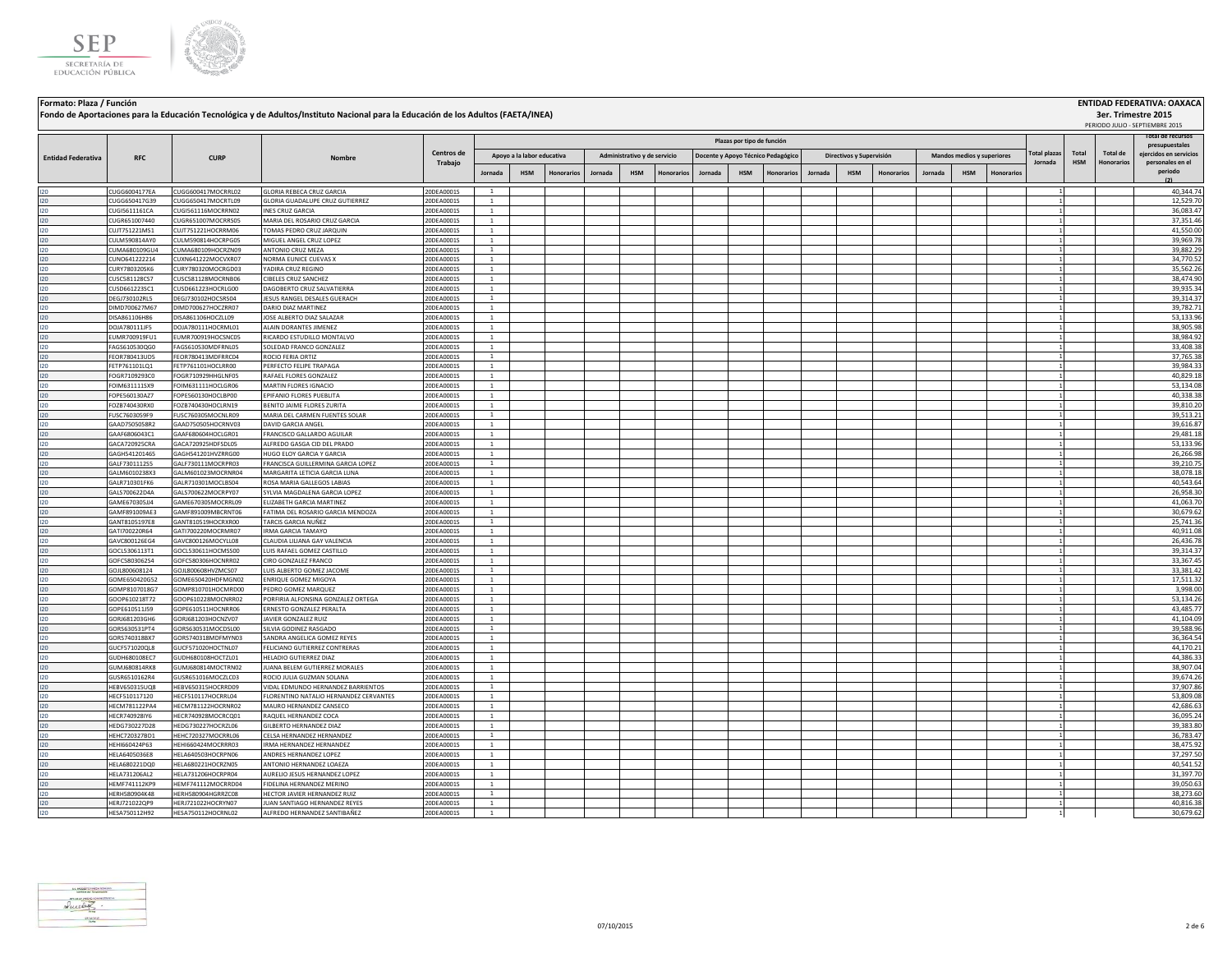**Formato: Plaza / Función**

**Fondo de Aportaciones para la Educación Tecnológica y de Adultos/Instituto Nacional para la Educación de los Adultos (FAETA/INEA)**

**ENTIDAD FEDERATIVA: OAXACA**

**3er. Trimestre 2015**

PERIODO JULIO - SEPTIEMBRE 2015

| Entidad Federativa | RFC | CURP | Nombre | Centros de Trabajo | Plazas por tipo de función | | | | | | | | | | | | | | | Total plazas Jornada | Total HSM | Total de Honorarios | Total de recursos presupuestales ejercidos en servicios personales en el periodo (2) |
|---|---|---|---|---|---|---|---|---|---|---|---|---|---|---|---|---|---|---|---|---|---|---|---|
| | | | | | Apoyo a la labor educativa | | | Administrativo y de servicio | | | Docente y Apoyo Técnico Pedagógico | | | Directivos y Supervisión | | | Mandos medios y superiores | | | | | | |
| | | | | | Jornada | HSM | Honorarios | Jornada | HSM | Honorarios | Jornada | HSM | Honorarios | Jornada | HSM | Honorarios | Jornada | HSM | Honorarios | | | | |
| I20 | CUGG6004177EA | CUGG600417MOCRRL02 | GLORIA REBECA CRUZ GARCIA | 20DEA0001S | 1 | | | | | | | | | | | | | | | 1 | | | 40,344.74 |
| I20 | CUGG650417G39 | CUGG650417MOCRTL09 | GLORIA GUADALUPE CRUZ GUTIERREZ | 20DEA0001S | 1 | | | | | | | | | | | | | | | 1 | | | 12,529.70 |
| I20 | CUGI561116ICA | CUGI561116MOCRRN02 | INES CRUZ GARCIA | 20DEA0001S | 1 | | | | | | | | | | | | | | | 1 | | | 36,083.47 |
| I20 | CUGR651007440 | CUGR651007MOCRRS05 | MARIA DEL ROSARIO CRUZ GARCIA | 20DEA0001S | 1 | | | | | | | | | | | | | | | 1 | | | 37,351.46 |
| I20 | CUJT751221MS1 | CUJT751221HOCRRM06 | TOMAS PEDRO CRUZ JARQUIN | 20DEA0001S | 1 | | | | | | | | | | | | | | | 1 | | | 41,550.00 |
| I20 | CULM590814AY0 | CULM590814HOCRPG05 | MIGUEL ANGEL CRUZ LOPEZ | 20DEA0001S | 1 | | | | | | | | | | | | | | | 1 | | | 39,969.78 |
| I20 | CUMA680109GU4 | CUMA680109HOCRZN09 | ANTONIO CRUZ MEZA | 20DEA0001S | 1 | | | | | | | | | | | | | | | 1 | | | 39,882.29 |
| I20 | CUNO641222214 | CUXN641222MOCVXR07 | NORMA EUNICE CUEVAS X | 20DEA0001S | 1 | | | | | | | | | | | | | | | 1 | | | 34,770.52 |
| I20 | CURY780320SK6 | CURY780320MOCRGD03 | YADIRA CRUZ REGINO | 20DEA0001S | 1 | | | | | | | | | | | | | | | 1 | | | 35,562.26 |
| I20 | CUSC581128CS7 | CUSC581128MOCRNB06 | CIBELES CRUZ SANCHEZ | 20DEA0001S | 1 | | | | | | | | | | | | | | | 1 | | | 38,474.90 |
| I20 | CUSD661223SC1 | CUSD661223HOCRLG00 | DAGOBERTO CRUZ SALVATIERRA | 20DEA0001S | 1 | | | | | | | | | | | | | | | 1 | | | 39,935.34 |
| I20 | DEGJ730102RL5 | DEGJ730102HOCSRS04 | JESUS RANGEL DESALES GUERACH | 20DEA0001S | 1 | | | | | | | | | | | | | | | 1 | | | 39,314.37 |
| I20 | DIMD700627M67 | DIMD700627HOCZRR07 | DARIO DIAZ MARTINEZ | 20DEA0001S | 1 | | | | | | | | | | | | | | | 1 | | | 39,782.71 |
| I20 | DISA861106H86 | DISA861106HOCZLL09 | JOSE ALBERTO DIAZ SALAZAR | 20DEA0001S | 1 | | | | | | | | | | | | | | | 1 | | | 53,133.96 |
| I20 | DOJA780111JF5 | DOJA780111HOCRML01 | ALAIN DORANTES JIMENEZ | 20DEA0001S | 1 | | | | | | | | | | | | | | | 1 | | | 38,905.98 |
| I20 | EUMR700919FU1 | EUMR700919HOCSNC05 | RICARDO ESTUDILLO MONTALVO | 20DEA0001S | 1 | | | | | | | | | | | | | | | 1 | | | 38,984.92 |
| I20 | FAGS610530QG0 | FAGS610530MDFRNL05 | SOLEDAD FRANCO GONZALEZ | 20DEA0001S | 1 | | | | | | | | | | | | | | | 1 | | | 33,408.38 |
| I20 | FEOR780413UD5 | FEOR780413MDFRRC04 | ROCIO FERIA ORTIZ | 20DEA0001S | 1 | | | | | | | | | | | | | | | 1 | | | 37,765.38 |
| I20 | FETP761101LQ1 | FETP761101HOCLRR00 | PERFECTO FELIPE TRAPAGA | 20DEA0001S | 1 | | | | | | | | | | | | | | | 1 | | | 39,984.33 |
| I20 | FOGR7109293C0 | FOGR710929HHGLNF05 | RAFAEL FLORES GONZALEZ | 20DEA0001S | 1 | | | | | | | | | | | | | | | 1 | | | 40,829.18 |
| I20 | FOIM631111SX9 | FOIM631111HOCLGR06 | MARTIN FLORES IGNACIO | 20DEA0001S | 1 | | | | | | | | | | | | | | | 1 | | | 53,134.08 |
| I20 | FOPE560130AZ7 | FOPE560130HOCLBP00 | EPIFANIO FLORES PUEBLITA | 20DEA0001S | 1 | | | | | | | | | | | | | | | 1 | | | 40,338.38 |
| I20 | FOZB740430RX0 | FOZB740430HOCLRN19 | BENITO JAIME FLORES ZURITA | 20DEA0001S | 1 | | | | | | | | | | | | | | | 1 | | | 39,810.20 |
| I20 | FUSC7603059F9 | FUSC760305MOCNLR09 | MARIA DEL CARMEN FUENTES SOLAR | 20DEA0001S | 1 | | | | | | | | | | | | | | | 1 | | | 39,513.21 |
| I20 | GAAD7505058R2 | GAAD750505HOCRNV03 | DAVID GARCIA ANGEL | 20DEA0001S | 1 | | | | | | | | | | | | | | | 1 | | | 39,616.87 |
| I20 | GAAF680604 3C1 | GAAF680604HOCLGR01 | FRANCISCO GALLARDO AGUILAR | 20DEA0001S | 1 | | | | | | | | | | | | | | | 1 | | | 29,481.18 |
| I20 | GACA720925CRA | GACA720925HDFSDL05 | ALFREDO GASGA CID DEL PRADO | 20DEA0001S | 1 | | | | | | | | | | | | | | | 1 | | | 53,133.96 |
| I20 | GAGH541201465 | GAGH541201HVZRRG00 | HUGO ELOY GARCIA Y GARCIA | 20DEA0001S | 1 | | | | | | | | | | | | | | | 1 | | | 26,266.98 |
| I20 | GALF7301112S5 | GALF730111MOCRPR03 | FRANCISCA GUILLERMINA GARCIA LOPEZ | 20DEA0001S | 1 | | | | | | | | | | | | | | | 1 | | | 39,210.75 |
| I20 | GALM6010238X3 | GALM601023MOCRNR04 | MARGARITA LETICIA GARCIA LUNA | 20DEA0001S | 1 | | | | | | | | | | | | | | | 1 | | | 38,078.18 |
| I20 | GALR710301FK6 | GALR710301MOCLBS04 | ROSA MARIA GALLEGOS LABIAS | 20DEA0001S | 1 | | | | | | | | | | | | | | | 1 | | | 40,543.64 |
| I20 | GALS700622D4A | GALS700622MOCRPY07 | SYLVIA MAGDALENA GARCIA LOPEZ | 20DEA0001S | 1 | | | | | | | | | | | | | | | 1 | | | 26,958.30 |
| I20 | GAME670305JJ4 | GAME670305MOCRRL09 | ELIZABETH GARCIA MARTINEZ | 20DEA0001S | 1 | | | | | | | | | | | | | | | 1 | | | 41,063.70 |
| I20 | GAMF891009AE3 | GAMF891009MBCRNT06 | FATIMA DEL ROSARIO GARCIA MENDOZA | 20DEA0001S | 1 | | | | | | | | | | | | | | | 1 | | | 30,679.62 |
| I20 | GANT8105197E8 | GANT810519HOCRXR00 | TARCIS GARCIA NUÑEZ | 20DEA0001S | 1 | | | | | | | | | | | | | | | 1 | | | 25,741.36 |
| I20 | GATI700220R64 | GATI700220MOCRMR07 | IRMA GARCIA TAMAYO | 20DEA0001S | 1 | | | | | | | | | | | | | | | 1 | | | 40,911.08 |
| I20 | GAVC800126EG4 | GAVC800126MOCYLL08 | CLAUDIA LILIANA GAY VALENCIA | 20DEA0001S | 1 | | | | | | | | | | | | | | | 1 | | | 26,436.78 |
| I20 | GOCL530611 3T1 | GOCL530611HOCMSS00 | LUIS RAFAEL GOMEZ CASTILLO | 20DEA0001S | 1 | | | | | | | | | | | | | | | 1 | | | 39,314.37 |
| I20 | GOFC5803062S4 | GOFC580306HOCNRR02 | CIRO GONZALEZ FRANCO | 20DEA0001S | 1 | | | | | | | | | | | | | | | 1 | | | 33,367.45 |
| I20 | GOJL800608124 | GOJL800608HVZMCS07 | LUIS ALBERTO GOMEZ JACOME | 20DEA0001S | 1 | | | | | | | | | | | | | | | 1 | | | 33,381.42 |
| I20 | GOME650420GS2 | GOME650420HDFMGN02 | ENRIQUE GOMEZ MIGOYA | 20DEA0001S | 1 | | | | | | | | | | | | | | | 1 | | | 17,511.32 |
| I20 | GOMP8107018G7 | GOMP810701HOCMRD00 | PEDRO GOMEZ MARQUEZ | 20DEA0001S | 1 | | | | | | | | | | | | | | | 1 | | | 3,998.00 |
| I20 | GOOP610218T72 | GOOP610228MOCNRR02 | PORFIRIA ALFONSINA GONZALEZ ORTEGA | 20DEA0001S | 1 | | | | | | | | | | | | | | | 1 | | | 53,134.26 |
| I20 | GOPE610511J59 | GOPE610511HOCNRR06 | ERNESTO GONZALEZ PERALTA | 20DEA0001S | 1 | | | | | | | | | | | | | | | 1 | | | 43,485.77 |
| I20 | GORJ681203GH6 | GORJ681203HOCNZV07 | JAVIER GONZALEZ RUIZ | 20DEA0001S | 1 | | | | | | | | | | | | | | | 1 | | | 41,104.09 |
| I20 | GORS630531PT4 | GORS630531MOCDSL00 | SILVIA GODINEZ RASGADO | 20DEA0001S | 1 | | | | | | | | | | | | | | | 1 | | | 39,588.96 |
| I20 | GORS740318BX7 | GORS740318MDFMYN03 | SANDRA ANGELICA GOMEZ REYES | 20DEA0001S | 1 | | | | | | | | | | | | | | | 1 | | | 36,364.54 |
| I20 | GUCF571020QL8 | GUCF571020HOCTNL07 | FELICIANO GUTIERREZ CONTRERAS | 20DEA0001S | 1 | | | | | | | | | | | | | | | 1 | | | 44,170.21 |
| I20 | GUDH680108EC7 | GUDH680108HOCTZL01 | HELADIO GUTIERREZ DIAZ | 20DEA0001S | 1 | | | | | | | | | | | | | | | 1 | | | 44,386.33 |
| I20 | GUMJ680814RK8 | GUMJ680814MOCTRN02 | JUANA BELEM GUTIERREZ MORALES | 20DEA0001S | 1 | | | | | | | | | | | | | | | 1 | | | 38,907.04 |
| I20 | GUSR651016 2R4 | GUSR651016MOCZLC03 | ROCIO JULIA GUZMAN SOLANA | 20DEA0001S | 1 | | | | | | | | | | | | | | | 1 | | | 39,674.26 |
| I20 | HEBV650315UQ8 | HEBV650315HOCRRD09 | VIDAL EDMUNDO HERNANDEZ BARRIENTOS | 20DEA0001S | 1 | | | | | | | | | | | | | | | 1 | | | 37,907.86 |
| I20 | HECF510117120 | HECF510117HOCRRL04 | FLORENTINO NATALIO HERNANDEZ CERVANTES | 20DEA0001S | 1 | | | | | | | | | | | | | | | 1 | | | 53,809.08 |
| I20 | HECM781122PA4 | HECM781122HOCRNR02 | MAURO HERNANDEZ CANSECO | 20DEA0001S | 1 | | | | | | | | | | | | | | | 1 | | | 42,686.63 |
| I20 | HECR740928IY6 | HECR740928MOCRCQ01 | RAQUEL HERNANDEZ COCA | 20DEA0001S | 1 | | | | | | | | | | | | | | | 1 | | | 36,095.24 |
| I20 | HEDG730227D28 | HEDG730227HOCRZL06 | GILBERTO HERNANDEZ DIAZ | 20DEA0001S | 1 | | | | | | | | | | | | | | | 1 | | | 39,383.80 |
| I20 | HEHC720327BD1 | HEHC720327MOCRRL06 | CELSA HERNANDEZ HERNANDEZ | 20DEA0001S | 1 | | | | | | | | | | | | | | | 1 | | | 36,783.47 |
| I20 | HEHI660424P63 | HEHI660424MOCRRR03 | IRMA HERNANDEZ HERNANDEZ | 20DEA0001S | 1 | | | | | | | | | | | | | | | 1 | | | 38,475.92 |
| I20 | HELA6405036E8 | HELA640503HOCRPN06 | ANDRES HERNANDEZ LOPEZ | 20DEA0001S | 1 | | | | | | | | | | | | | | | 1 | | | 37,297.50 |
| I20 | HELA680221DQ0 | HELA680221HOCRZN05 | ANTONIO HERNANDEZ LOAEZA | 20DEA0001S | 1 | | | | | | | | | | | | | | | 1 | | | 40,541.52 |
| I20 | HELA731206AL2 | HELA731206HOCRPR04 | AURELIO JESUS HERNANDEZ LOPEZ | 20DEA0001S | 1 | | | | | | | | | | | | | | | 1 | | | 31,397.70 |
| I20 | HEMF741112KP9 | HEMF741112MOCRRD04 | FIDELINA HERNANDEZ MERINO | 20DEA0001S | 1 | | | | | | | | | | | | | | | 1 | | | 39,050.63 |
| I20 | HERH580904K48 | HERH580904HGRRZC08 | HECTOR JAVIER HERNANDEZ RUIZ | 20DEA0001S | 1 | | | | | | | | | | | | | | | 1 | | | 38,273.60 |
| I20 | HERJ721022QP9 | HERJ721022HOCRYN07 | JUAN SANTIAGO HERNANDEZ REYES | 20DEA0001S | 1 | | | | | | | | | | | | | | | 1 | | | 40,816.38 |
| I20 | HESA750112H92 | HESA750112HOCRNL02 | ALFREDO HERNANDEZ SANTIBAÑEZ | 20DEA0001S | 1 | | | | | | | | | | | | | | | 1 | | | 30,679.62 |

07/10/2015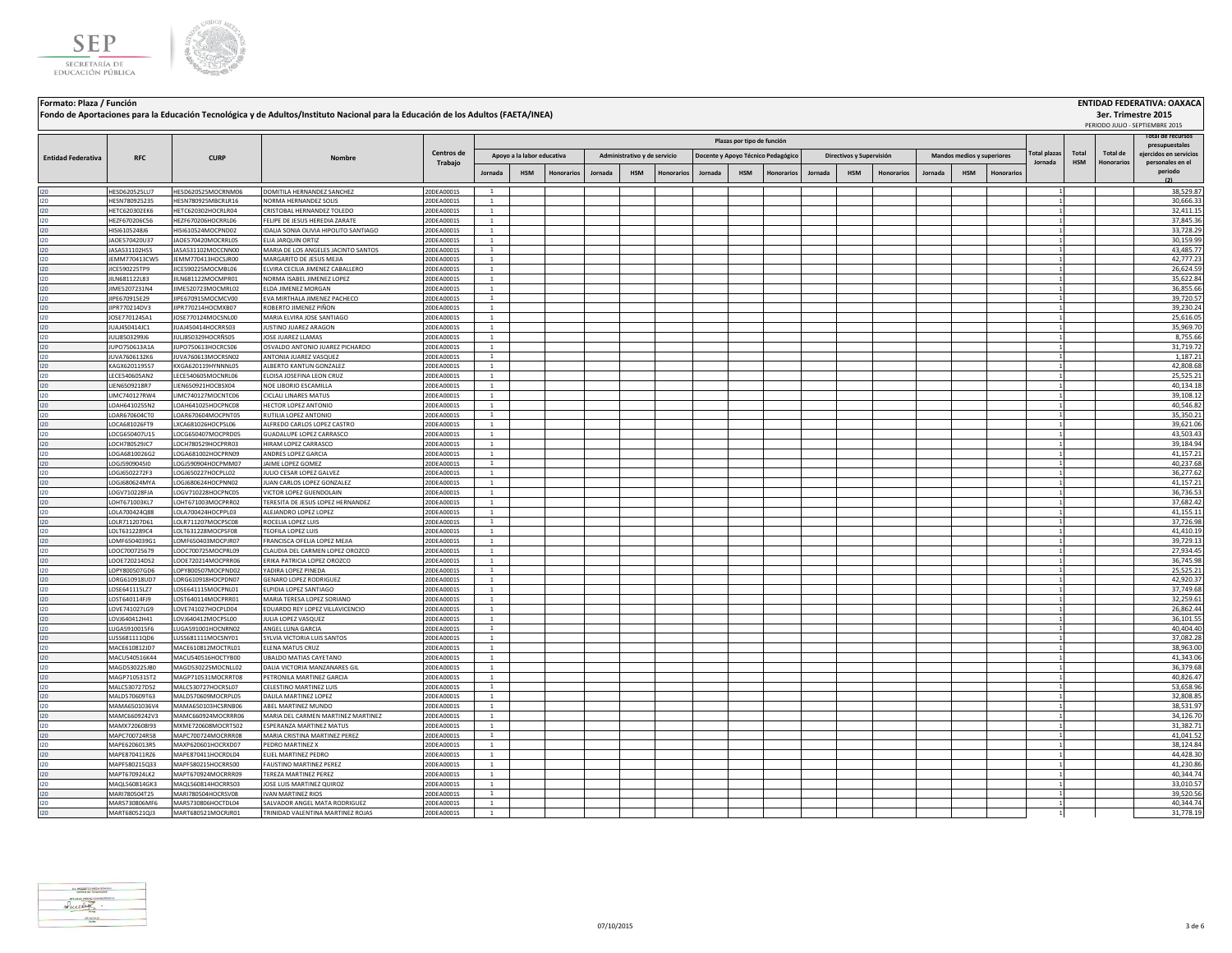**Formato: Plaza / Función**

**Fondo de Aportaciones para la Educación Tecnológica y de Adultos/Instituto Nacional para la Educación de los Adultos (FAETA/INEA)**

**ENTIDAD FEDERATIVA: OAXACA**

**3er. Trimestre 2015**

PERIODO JULIO - SEPTIEMBRE 2015

| Entidad Federativa | RFC | CURP | Nombre | Centros de Trabajo | Plazas por tipo de función | | | | | | | | | | | | | | | Total plazas Jornada | Total HSM | Total de Honorarios | Total de recursos presupuestales ejercidos en servicios personales en el periodo (2) |
|---|---|---|---|---|---|---|---|---|---|---|---|---|---|---|---|---|---|---|---|---|---|---|---|
| | | | | | Apoyo a la labor educativa | | | Administrativo y de servicio | | | Docente y Apoyo Técnico Pedagógico | | | Directivos y Supervisión | | | Mandos medios y superiores | | | | | | |
| | | | | | Jornada | HSM | Honorarios | Jornada | HSM | Honorarios | Jornada | HSM | Honorarios | Jornada | HSM | Honorarios | Jornada | HSM | Honorarios | | | | |
| I20 | HESD620525LU7 | HESD620525MOCRNM06 | DOMITILA HERNANDEZ SANCHEZ | 20DEA0001S | 1 | | | | | | | | | | | | | | | 1 | | | 38,529.87 |
| I20 | HESN780925235 | HESN780925MBCRLR16 | NORMA HERNANDEZ SOLIS | 20DEA0001S | 1 | | | | | | | | | | | | | | | 1 | | | 30,666.33 |
| I20 | HETC620302EK6 | HETC620302HOCRLR04 | CRISTOBAL HERNANDEZ TOLEDO | 20DEA0001S | 1 | | | | | | | | | | | | | | | 1 | | | 32,411.15 |
| I20 | HEZF670206C56 | HEZF670206HOCRRL06 | FELIPE DE JESUS HEREDIA ZARATE | 20DEA0001S | 1 | | | | | | | | | | | | | | | 1 | | | 37,845.36 |
| I20 | HISI610524BJ6 | HISI610524MOCPND02 | IDALIA SONIA OLIVIA HIPOLITO SANTIAGO | 20DEA0001S | 1 | | | | | | | | | | | | | | | 1 | | | 33,728.29 |
| I20 | JAOE570420U37 | JAOE570420MOCRRL05 | ELIA JARQUIN ORTIZ | 20DEA0001S | 1 | | | | | | | | | | | | | | | 1 | | | 30,159.99 |
| I20 | JASA531102HS5 | JASA531102MOCCNN00 | MARIA DE LOS ANGELES JACINTO SANTOS | 20DEA0001S | 1 | | | | | | | | | | | | | | | 1 | | | 43,485.77 |
| I20 | JEMM770413CW5 | JEMM770413HOCSJR00 | MARGARITO DE JESUS MEJIA | 20DEA0001S | 1 | | | | | | | | | | | | | | | 1 | | | 42,777.23 |
| I20 | JICE590225TP9 | JICE590225MOCMBL06 | ELVIRA CECILIA JIMENEZ CABALLERO | 20DEA0001S | 1 | | | | | | | | | | | | | | | 1 | | | 26,624.59 |
| I20 | JILN681122L83 | JILN681122MOCMPR01 | NORMA ISABEL JIMENEZ LOPEZ | 20DEA0001S | 1 | | | | | | | | | | | | | | | 1 | | | 35,622.84 |
| I20 | JIME5207231N4 | JIME520723MOCMRL02 | ELDA JIMENEZ MORGAN | 20DEA0001S | 1 | | | | | | | | | | | | | | | 1 | | | 36,855.66 |
| I20 | JIPE670915E29 | JIPE670915MOCMCV00 | EVA MIRTHALA JIMENEZ PACHECO | 20DEA0001S | 1 | | | | | | | | | | | | | | | 1 | | | 39,720.57 |
| I20 | JIPR770214DV3 | JIPR770214HOCMXB07 | ROBERTO JIMENEZ PIÑON | 20DEA0001S | 1 | | | | | | | | | | | | | | | 1 | | | 39,230.24 |
| I20 | JOSE770124SA1 | JOSE770124MOCSNL00 | MARIA ELVIRA JOSE SANTIAGO | 20DEA0001S | 1 | | | | | | | | | | | | | | | 1 | | | 25,616.05 |
| I20 | JUAJ450414JC1 | JUAJ450414HOCRRS03 | JUSTINO JUAREZ ARAGON | 20DEA0001S | 1 | | | | | | | | | | | | | | | 1 | | | 35,969.70 |
| I20 | JULJ8503299J6 | JULJ850329HOCRÑS05 | JOSE JUAREZ LLAMAS | 20DEA0001S | 1 | | | | | | | | | | | | | | | 1 | | | 8,755.66 |
| I20 | JUPO750613A1A | JUPO750613HOCRCS06 | OSVALDO ANTONIO JUAREZ PICHARDO | 20DEA0001S | 1 | | | | | | | | | | | | | | | 1 | | | 31,719.72 |
| I20 | JUVA7606132K6 | JUVA760613MOCRSN02 | ANTONIA JUAREZ VASQUEZ | 20DEA0001S | 1 | | | | | | | | | | | | | | | 1 | | | 1,187.21 |
| I20 | KAGX620119557 | KXGA620119HYNNNL05 | ALBERTO KANTUN GONZALEZ | 20DEA0001S | 1 | | | | | | | | | | | | | | | 1 | | | 42,808.68 |
| I20 | LECE540605AN2 | LECE540605MOCNRL06 | ELOISA JOSEFINA LEON CRUZ | 20DEA0001S | 1 | | | | | | | | | | | | | | | 1 | | | 25,525.21 |
| I20 | LIEN6509218R7 | LIEN650921HOCBSX04 | NOE LIBORIO ESCAMILLA | 20DEA0001S | 1 | | | | | | | | | | | | | | | 1 | | | 40,134.18 |
| I20 | LIMC740127RW4 | LIMC740127MOCNTC06 | CICLALI LINARES MATUS | 20DEA0001S | 1 | | | | | | | | | | | | | | | 1 | | | 39,108.12 |
| I20 | LOAH641025SN2 | LOAH641025HOCPNC08 | HECTOR LOPEZ ANTONIO | 20DEA0001S | 1 | | | | | | | | | | | | | | | 1 | | | 40,546.82 |
| I20 | LOAR670604CT0 | LOAR670604MOCPNT05 | RUTILIA LOPEZ ANTONIO | 20DEA0001S | 1 | | | | | | | | | | | | | | | 1 | | | 35,350.21 |
| I20 | LOCA681026FT9 | LXCA681026HOCPSL06 | ALFREDO CARLOS LOPEZ CASTRO | 20DEA0001S | 1 | | | | | | | | | | | | | | | 1 | | | 39,621.06 |
| I20 | LOCG650407U15 | LOCG650407MOCPRD05 | GUADALUPE LOPEZ CARRASCO | 20DEA0001S | 1 | | | | | | | | | | | | | | | 1 | | | 43,503.43 |
| I20 | LOCH780529JC7 | LOCH780529HOCPRR03 | HIRAM LOPEZ CARRASCO | 20DEA0001S | 1 | | | | | | | | | | | | | | | 1 | | | 39,184.94 |
| I20 | LOGA6810026G2 | LOGA681002HOCPRN09 | ANDRES LOPEZ GARCIA | 20DEA0001S | 1 | | | | | | | | | | | | | | | 1 | | | 41,157.21 |
| I20 | LOGJ5909045I0 | LOGJ590904HOCPMM07 | JAIME LOPEZ GOMEZ | 20DEA0001S | 1 | | | | | | | | | | | | | | | 1 | | | 40,237.68 |
| I20 | LOGJ6502272F3 | LOGJ650227HOCPLL02 | JULIO CESAR LOPEZ GALVEZ | 20DEA0001S | 1 | | | | | | | | | | | | | | | 1 | | | 36,277.62 |
| I20 | LOGJ680624MYA | LOGJ680624HOCPNN02 | JUAN CARLOS LOPEZ GONZALEZ | 20DEA0001S | 1 | | | | | | | | | | | | | | | 1 | | | 41,157.21 |
| I20 | LOGV710228FJA | LOGV710228HOCPNC05 | VICTOR LOPEZ GUENDOLAIN | 20DEA0001S | 1 | | | | | | | | | | | | | | | 1 | | | 36,736.53 |
| I20 | LOHT671003KL7 | LOHT671003MOCPRR02 | TERESITA DE JESUS LOPEZ HERNANDEZ | 20DEA0001S | 1 | | | | | | | | | | | | | | | 1 | | | 37,682.42 |
| I20 | LOLA700424Q88 | LOLA700424HOCPPL03 | ALEJANDRO LOPEZ LOPEZ | 20DEA0001S | 1 | | | | | | | | | | | | | | | 1 | | | 41,155.11 |
| I20 | LOLR711207D61 | LOLR711207MOCPSC08 | ROCELIA LOPEZ LUIS | 20DEA0001S | 1 | | | | | | | | | | | | | | | 1 | | | 37,726.98 |
| I20 | LOLT6312289C4 | LOLT631228MOCPSF08 | TEOFILA LOPEZ LUIS | 20DEA0001S | 1 | | | | | | | | | | | | | | | 1 | | | 41,410.19 |
| I20 | LOMF6504039G1 | LOMF650403MOCPJR07 | FRANCISCA OFELIA LOPEZ MEJIA | 20DEA0001S | 1 | | | | | | | | | | | | | | | 1 | | | 39,729.13 |
| I20 | LOOC700725679 | LOOC700725MOCPRL09 | CLAUDIA DEL CARMEN LOPEZ OROZCO | 20DEA0001S | 1 | | | | | | | | | | | | | | | 1 | | | 27,934.45 |
| I20 | LOOE720214DS2 | LOOE720214MOCPRR06 | ERIKA PATRICIA LOPEZ OROZCO | 20DEA0001S | 1 | | | | | | | | | | | | | | | 1 | | | 36,745.98 |
| I20 | LOPY800507GD6 | LOPY800507MOCPND02 | YADIRA LOPEZ PINEDA | 20DEA0001S | 1 | | | | | | | | | | | | | | | 1 | | | 25,525.21 |
| I20 | LORG610918UD7 | LORG610918HOCPDN07 | GENARO LOPEZ RODRIGUEZ | 20DEA0001S | 1 | | | | | | | | | | | | | | | 1 | | | 42,920.37 |
| I20 | LOSE641115LZ7 | LOSE641115MOCPNL01 | ELPIDIA LOPEZ SANTIAGO | 20DEA0001S | 1 | | | | | | | | | | | | | | | 1 | | | 37,749.68 |
| I20 | LOST640114FJ9 | LOST640114MOCPRR01 | MARIA TERESA LOPEZ SORIANO | 20DEA0001S | 1 | | | | | | | | | | | | | | | 1 | | | 32,259.61 |
| I20 | LOVE741027LG9 | LOVE741027HOCPLD04 | EDUARDO REY LOPEZ VILLAVICENCIO | 20DEA0001S | 1 | | | | | | | | | | | | | | | 1 | | | 26,862.44 |
| I20 | LOVJ640412H41 | LOVJ640412MOCPSL00 | JULIA LOPEZ VASQUEZ | 20DEA0001S | 1 | | | | | | | | | | | | | | | 1 | | | 36,101.55 |
| I20 | LUGA5910015F6 | LUGA591001HOCNRN02 | ANGEL LUNA GARCIA | 20DEA0001S | 1 | | | | | | | | | | | | | | | 1 | | | 40,404.40 |
| I20 | LUSS681111QD6 | LUSS681111MOCSNY01 | SYLVIA VICTORIA LUIS SANTOS | 20DEA0001S | 1 | | | | | | | | | | | | | | | 1 | | | 37,082.28 |
| I20 | MACE610812JD7 | MACE610812MOCTRL01 | ELENA MATUS CRUZ | 20DEA0001S | 1 | | | | | | | | | | | | | | | 1 | | | 38,963.00 |
| I20 | MACU540516K44 | MACU540516HOCTYB00 | UBALDO MATIAS CAYETANO | 20DEA0001S | 1 | | | | | | | | | | | | | | | 1 | | | 41,343.06 |
| I20 | MAGD530225JB0 | MAGD530225MOCNLL02 | DALIA VICTORIA MANZANARES GIL | 20DEA0001S | 1 | | | | | | | | | | | | | | | 1 | | | 36,379.68 |
| I20 | MAGP710531ST2 | MAGP710531MOCRRT08 | PETRONILA MARTINEZ GARCIA | 20DEA0001S | 1 | | | | | | | | | | | | | | | 1 | | | 40,826.47 |
| I20 | MALC530727D52 | MALC530727HOCRSL07 | CELESTINO MARTINEZ LUIS | 20DEA0001S | 1 | | | | | | | | | | | | | | | 1 | | | 53,658.96 |
| I20 | MALD570609T63 | MALD570609MOCRPL05 | DALILA MARTINEZ LOPEZ | 20DEA0001S | 1 | | | | | | | | | | | | | | | 1 | | | 32,808.85 |
| I20 | MAMA6501036V4 | MAMA650103HCSRNB06 | ABEL MARTINEZ MUNDO | 20DEA0001S | 1 | | | | | | | | | | | | | | | 1 | | | 38,531.97 |
| I20 | MAMC6609242V3 | MAMC660924MOCRRR06 | MARIA DEL CARMEN MARTINEZ MARTINEZ | 20DEA0001S | 1 | | | | | | | | | | | | | | | 1 | | | 34,126.70 |
| I20 | MAMX720608I93 | MXME720608MOCRTS02 | ESPERANZA MARTINEZ MATUS | 20DEA0001S | 1 | | | | | | | | | | | | | | | 1 | | | 31,382.71 |
| I20 | MAPC700724R58 | MAPC700724MOCRRR08 | MARIA CRISTINA MARTINEZ PEREZ | 20DEA0001S | 1 | | | | | | | | | | | | | | | 1 | | | 41,041.52 |
| I20 | MAPE6206013R5 | MAXP620601HOCRXD07 | PEDRO MARTINEZ X | 20DEA0001S | 1 | | | | | | | | | | | | | | | 1 | | | 38,124.84 |
| I20 | MAPE870411RZ6 | MAPE870411HOCRDL04 | ELIEL MARTINEZ PEDRO | 20DEA0001S | 1 | | | | | | | | | | | | | | | 1 | | | 44,428.30 |
| I20 | MAPF580215Q33 | MAPF580215HOCRRS00 | FAUSTINO MARTINEZ PEREZ | 20DEA0001S | 1 | | | | | | | | | | | | | | | 1 | | | 41,230.86 |
| I20 | MAPT670924LK2 | MAPT670924MOCRRR09 | TEREZA MARTINEZ PEREZ | 20DEA0001S | 1 | | | | | | | | | | | | | | | 1 | | | 40,344.74 |
| I20 | MAQL560814GK3 | MAQL560814HOCRRS03 | JOSE LUIS MARTINEZ QUIROZ | 20DEA0001S | 1 | | | | | | | | | | | | | | | 1 | | | 33,010.57 |
| I20 | MARI780504T25 | MARI780504HOCRSV08 | IVAN MARTINEZ RIOS | 20DEA0001S | 1 | | | | | | | | | | | | | | | 1 | | | 39,520.56 |
| I20 | MARS730806MF6 | MARS730806HOCTDL04 | SALVADOR ANGEL MATA RODRIGUEZ | 20DEA0001S | 1 | | | | | | | | | | | | | | | 1 | | | 40,344.74 |
| I20 | MART680521QJ3 | MART680521MOCRJR01 | TRINIDAD VALENTINA MARTINEZ ROJAS | 20DEA0001S | 1 | | | | | | | | | | | | | | | 1 | | | 31,778.19 |

07/10/2015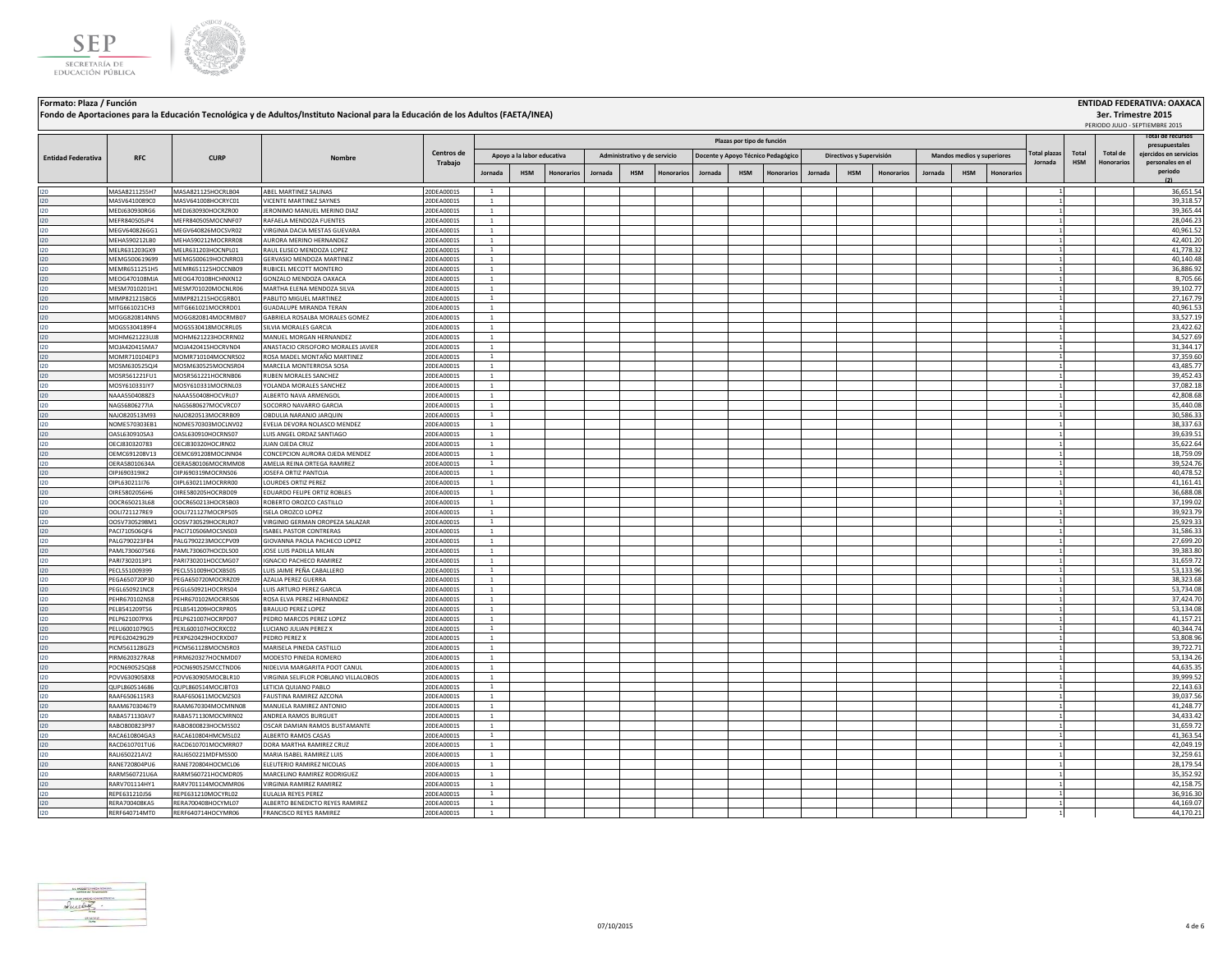**Formato: Plaza / Función**

**Fondo de Aportaciones para la Educación Tecnológica y de Adultos/Instituto Nacional para la Educación de los Adultos (FAETA/INEA)**

**ENTIDAD FEDERATIVA: OAXACA**

**3er. Trimestre 2015**

PERIODO JULIO - SEPTIEMBRE 2015

| Entidad Federativa | RFC | CURP | Nombre | Centros de Trabajo | Plazas por tipo de función | | | | | | | | | | | | | | | Total plazas Jornada | Total HSM | Total de Honorarios | Total de recursos presupuestales ejercidos en servicios personales en el periodo (2) |
|---|---|---|---|---|---|---|---|---|---|---|---|---|---|---|---|---|---|---|---|---|---|---|---|
| | | | | | Apoyo a la labor educativa | | | Administrativo y de servicio | | | Docente y Apoyo Técnico Pedagógico | | | Directivos y Supervisión | | | Mandos medios y superiores | | | | | | |
| | | | | | Jornada | HSM | Honorarios | Jornada | HSM | Honorarios | Jornada | HSM | Honorarios | Jornada | HSM | Honorarios | Jornada | HSM | Honorarios | | | | |
| I20 | MASA8211255H7 | MASA821125HOCRLB04 | ABEL MARTINEZ SALINAS | 20DEA0001S | 1 | | | | | | | | | | | | | | | 1 | | | 36,651.54 |
| I20 | MASV6410089C0 | MASV641008HOCRYC01 | VICENTE MARTINEZ SAYNES | 20DEA0001S | 1 | | | | | | | | | | | | | | | 1 | | | 39,318.57 |
| I20 | MEDJ630930RG6 | MEDJ630930HOCRZR00 | JERONIMO MANUEL MERINO DIAZ | 20DEA0001S | 1 | | | | | | | | | | | | | | | 1 | | | 39,365.44 |
| I20 | MEFR840505JP4 | MEFR840505MOCNNF07 | RAFAELA MENDOZA FUENTES | 20DEA0001S | 1 | | | | | | | | | | | | | | | 1 | | | 28,046.23 |
| I20 | MEGV640826GG1 | MEGV640826MOCSVR02 | VIRGINIA DACIA MESTAS GUEVARA | 20DEA0001S | 1 | | | | | | | | | | | | | | | 1 | | | 40,961.52 |
| I20 | MEHA590212LB0 | MEHA590212MOCRRR08 | AURORA MERINO HERNANDEZ | 20DEA0001S | 1 | | | | | | | | | | | | | | | 1 | | | 42,401.20 |
| I20 | MELR631203GX9 | MELR631203HOCNPL01 | RAUL ELISEO MENDOZA LOPEZ | 20DEA0001S | 1 | | | | | | | | | | | | | | | 1 | | | 41,778.32 |
| I20 | MEMG500619699 | MEMG500619HOCNRR03 | GERVASIO MENDOZA MARTINEZ | 20DEA0001S | 1 | | | | | | | | | | | | | | | 1 | | | 40,140.48 |
| I20 | MEMR6511251H5 | MEMR651125HOCCNB09 | RUBICEL MECOTT MONTERO | 20DEA0001S | 1 | | | | | | | | | | | | | | | 1 | | | 36,886.92 |
| I20 | MEOG470108MJA | MEOG470108HCHNXN12 | GONZALO MENDOZA OAXACA | 20DEA0001S | 1 | | | | | | | | | | | | | | | 1 | | | 8,705.66 |
| I20 | MESM7010201H1 | MESM701020MOCNLR06 | MARTHA ELENA MENDOZA SILVA | 20DEA0001S | 1 | | | | | | | | | | | | | | | 1 | | | 39,102.77 |
| I20 | MIMP821215BC6 | MIMP821215HOCGRB01 | PABLITO MIGUEL MARTINEZ | 20DEA0001S | 1 | | | | | | | | | | | | | | | 1 | | | 27,167.79 |
| I20 | MITG661021CH3 | MITG661021MOCRRD01 | GUADALUPE MIRANDA TERAN | 20DEA0001S | 1 | | | | | | | | | | | | | | | 1 | | | 40,961.53 |
| I20 | MOGG820814NN5 | MOGG820814MOCRMB07 | GABRIELA ROSALBA MORALES GOMEZ | 20DEA0001S | 1 | | | | | | | | | | | | | | | 1 | | | 33,527.19 |
| I20 | MOGS530418­9F4 | MOGS530418MOCRRL05 | SILVIA MORALES GARCIA | 20DEA0001S | 1 | | | | | | | | | | | | | | | 1 | | | 23,422.62 |
| I20 | MOHM621223UJ8 | MOHM621223HOCRRN02 | MANUEL MORGAN HERNANDEZ | 20DEA0001S | 1 | | | | | | | | | | | | | | | 1 | | | 34,527.69 |
| I20 | MOJA420415MA7 | MOJA420415HOCRVN04 | ANASTACIO CRISOFORO MORALES JAVIER | 20DEA0001S | 1 | | | | | | | | | | | | | | | 1 | | | 31,344.17 |
| I20 | MOMR710104EP3 | MOMR710104MOCNRS02 | ROSA MADEL MONTAÑO MARTINEZ | 20DEA0001S | 1 | | | | | | | | | | | | | | | 1 | | | 37,359.60 |
| I20 | MOSM630525QJ4 | MOSM630525MOCNSR04 | MARCELA MONTERROSA SOSA | 20DEA0001S | 1 | | | | | | | | | | | | | | | 1 | | | 43,485.77 |
| I20 | MOSR561221FU1 | MOSR561221HOCRNB06 | RUBEN MORALES SANCHEZ | 20DEA0001S | 1 | | | | | | | | | | | | | | | 1 | | | 39,452.43 |
| I20 | MOSY610331IY7 | MOSY610331MOCRNL03 | YOLANDA MORALES SANCHEZ | 20DEA0001S | 1 | | | | | | | | | | | | | | | 1 | | | 37,082.18 |
| I20 | NAAA5504088Z3 | NAAA550408HOCVRL07 | ALBERTO NAVA ARMENGOL | 20DEA0001S | 1 | | | | | | | | | | | | | | | 1 | | | 42,808.68 |
| I20 | NAGS6806277IA | NAGS680627MOCVRC07 | SOCORRO NAVARRO GARCIA | 20DEA0001S | 1 | | | | | | | | | | | | | | | 1 | | | 35,440.08 |
| I20 | NAJO820513M93 | NAJO820513MOCRRB09 | OBDULIA NARANJO JARQUIN | 20DEA0001S | 1 | | | | | | | | | | | | | | | 1 | | | 30,586.33 |
| I20 | NOME570303EB1 | NOME570303MOCLNV02 | EVELIA DEVORA NOLASCO MENDEZ | 20DEA0001S | 1 | | | | | | | | | | | | | | | 1 | | | 38,337.63 |
| I20 | OASL630910SA3 | OASL630910HOCRNS07 | LUIS ANGEL ORDAZ SANTIAGO | 20DEA0001S | 1 | | | | | | | | | | | | | | | 1 | | | 39,639.51 |
| I20 | OECJ830320783 | OECJ830320HOCJRN02 | JUAN OJEDA CRUZ | 20DEA0001S | 1 | | | | | | | | | | | | | | | 1 | | | 35,622.64 |
| I20 | OEMC691208V13 | OEMC691208MOCJNN04 | CONCEPCION AURORA OJEDA MENDEZ | 20DEA0001S | 1 | | | | | | | | | | | | | | | 1 | | | 18,759.09 |
| I20 | OERA58010634A | OERA580106MOCRMM08 | AMELIA REINA ORTEGA RAMIREZ | 20DEA0001S | 1 | | | | | | | | | | | | | | | 1 | | | 39,524.76 |
| I20 | OIPJ690319IK2 | OIPJ690319MOCRNS06 | JOSEFA ORTIZ PANTOJA | 20DEA0001S | 1 | | | | | | | | | | | | | | | 1 | | | 40,478.52 |
| I20 | OIPL630211I76 | OIPL630211MOCRRR00 | LOURDES ORTIZ PEREZ | 20DEA0001S | 1 | | | | | | | | | | | | | | | 1 | | | 41,161.41 |
| I20 | OIRE5802056H6 | OIRE580205HOCRBD09 | EDUARDO FELIPE ORTIZ ROBLES | 20DEA0001S | 1 | | | | | | | | | | | | | | | 1 | | | 36,688.08 |
| I20 | OOCR650213L68 | OOCR650213HOCRSB03 | ROBERTO OROZCO CASTILLO | 20DEA0001S | 1 | | | | | | | | | | | | | | | 1 | | | 37,199.02 |
| I20 | OOLI721127RE9 | OOLI721127MOCRPS05 | ISELA OROZCO LOPEZ | 20DEA0001S | 1 | | | | | | | | | | | | | | | 1 | | | 39,923.79 |
| I20 | OOSV7305298M1 | OOSV730529HOCRLR07 | VIRGINIO GERMAN OROPEZA SALAZAR | 20DEA0001S | 1 | | | | | | | | | | | | | | | 1 | | | 25,929.33 |
| I20 | PACI710506QF6 | PACI710506MOCSNS03 | ISABEL PASTOR CONTRERAS | 20DEA0001S | 1 | | | | | | | | | | | | | | | 1 | | | 31,586.33 |
| I20 | PALG790223FB4 | PALG790223MOCCPV09 | GIOVANNA PAOLA PACHECO LOPEZ | 20DEA0001S | 1 | | | | | | | | | | | | | | | 1 | | | 27,699.20 |
| I20 | PAML7306075K6 | PAML730607HOCDLS00 | JOSE LUIS PADILLA MILAN | 20DEA0001S | 1 | | | | | | | | | | | | | | | 1 | | | 39,383.80 |
| I20 | PARI7302013P1 | PARI730201HOCCMG07 | IGNACIO PACHECO RAMIREZ | 20DEA0001S | 1 | | | | | | | | | | | | | | | 1 | | | 31,659.72 |
| I20 | PECL551009399 | PECL551009HOCXBS05 | LUIS JAIME PEÑA CABALLERO | 20DEA0001S | 1 | | | | | | | | | | | | | | | 1 | | | 53,133.96 |
| I20 | PEGA650720P30 | PEGA650720MOCRRZ09 | AZALIA PEREZ GUERRA | 20DEA0001S | 1 | | | | | | | | | | | | | | | 1 | | | 38,323.68 |
| I20 | PEGL650921NC8 | PEGL650921HOCRRS04 | LUIS ARTURO PEREZ GARCIA | 20DEA0001S | 1 | | | | | | | | | | | | | | | 1 | | | 53,734.08 |
| I20 | PEHR670102NS8 | PEHR670102MOCRRS06 | ROSA ELVA PEREZ HERNANDEZ | 20DEA0001S | 1 | | | | | | | | | | | | | | | 1 | | | 37,424.70 |
| I20 | PELB541209TS6 | PELB541209HOCRPR05 | BRAULIO PEREZ LOPEZ | 20DEA0001S | 1 | | | | | | | | | | | | | | | 1 | | | 53,134.08 |
| I20 | PELP621007PX6 | PELP621007HOCRPD07 | PEDRO MARCOS PEREZ LOPEZ | 20DEA0001S | 1 | | | | | | | | | | | | | | | 1 | | | 41,157.21 |
| I20 | PELU6001079G5 | PEXL600107HOCRXC02 | LUCIANO JULIAN PEREZ X | 20DEA0001S | 1 | | | | | | | | | | | | | | | 1 | | | 40,344.74 |
| I20 | PEPE620429G29 | PEXP620429HOCRXD07 | PEDRO PEREZ X | 20DEA0001S | 1 | | | | | | | | | | | | | | | 1 | | | 53,808.96 |
| I20 | PICM561128GZ3 | PICM561128MOCNSR03 | MARISELA PINEDA CASTILLO | 20DEA0001S | 1 | | | | | | | | | | | | | | | 1 | | | 39,722.71 |
| I20 | PIRM620327RA8 | PIRM620327HOCNMD07 | MODESTO PINEDA ROMERO | 20DEA0001S | 1 | | | | | | | | | | | | | | | 1 | | | 53,134.26 |
| I20 | POCN690525Q68 | POCN690525MCCTND06 | NIDELVIA MARGARITA POOT CANUL | 20DEA0001S | 1 | | | | | | | | | | | | | | | 1 | | | 44,635.35 |
| I20 | POVV630905BX8 | POVV630905MOCBLR10 | VIRGINIA SELIFLOR POBLANO VILLALOBOS | 20DEA0001S | 1 | | | | | | | | | | | | | | | 1 | | | 39,999.52 |
| I20 | QUPL860514686 | QUPL860514MOCJBT03 | LETICIA QUIJANO PABLO | 20DEA0001S | 1 | | | | | | | | | | | | | | | 1 | | | 22,143.63 |
| I20 | RAAF6506115R3 | RAAF650611MOCMZS03 | FAUSTINA RAMIREZ AZCONA | 20DEA0001S | 1 | | | | | | | | | | | | | | | 1 | | | 39,037.56 |
| I20 | RAAM6703046T9 | RAAM670304MOCMNN08 | MANUELA RAMIREZ ANTONIO | 20DEA0001S | 1 | | | | | | | | | | | | | | | 1 | | | 41,248.77 |
| I20 | RABA571130AV7 | RABA571130MOCMRN02 | ANDREA RAMOS BURGUET | 20DEA0001S | 1 | | | | | | | | | | | | | | | 1 | | | 34,433.42 |
| I20 | RABO800823P97 | RABO800823HOCMSS02 | OSCAR DAMIAN RAMOS BUSTAMANTE | 20DEA0001S | 1 | | | | | | | | | | | | | | | 1 | | | 31,659.72 |
| I20 | RACA610804GA3 | RACA610804HMCMSL02 | ALBERTO RAMOS CASAS | 20DEA0001S | 1 | | | | | | | | | | | | | | | 1 | | | 41,363.54 |
| I20 | RACD610701TU6 | RACD610701MOCMRR07 | DORA MARTHA RAMIREZ CRUZ | 20DEA0001S | 1 | | | | | | | | | | | | | | | 1 | | | 42,049.19 |
| I20 | RALI650221AV2 | RALI650221MDFMSS00 | MARIA ISABEL RAMIREZ LUIS | 20DEA0001S | 1 | | | | | | | | | | | | | | | 1 | | | 32,259.61 |
| I20 | RANE720804PU6 | RANE720804HOCMCL06 | ELEUTERIO RAMIREZ NICOLAS | 20DEA0001S | 1 | | | | | | | | | | | | | | | 1 | | | 28,179.54 |
| I20 | RARM560721U6A | RARM560721HOCMDR05 | MARCELINO RAMIREZ RODRIGUEZ | 20DEA0001S | 1 | | | | | | | | | | | | | | | 1 | | | 35,352.92 |
| I20 | RARV701114HY1 | RARV701114MOCMMR06 | VIRGINIA RAMIREZ RAMIREZ | 20DEA0001S | 1 | | | | | | | | | | | | | | | 1 | | | 42,158.75 |
| I20 | REPE631210J56 | REPE631210MOCYRL02 | EULALIA REYES PEREZ | 20DEA0001S | 1 | | | | | | | | | | | | | | | 1 | | | 36,916.30 |
| I20 | RERA700408KA5 | RERA700408HOCYML07 | ALBERTO BENEDICTO REYES RAMIREZ | 20DEA0001S | 1 | | | | | | | | | | | | | | | 1 | | | 44,169.07 |
| I20 | RERF640714MT0 | RERF640714HOCYMR06 | FRANCISCO REYES RAMIREZ | 20DEA0001S | 1 | | | | | | | | | | | | | | | 1 | | | 44,170.21 |

07/10/2015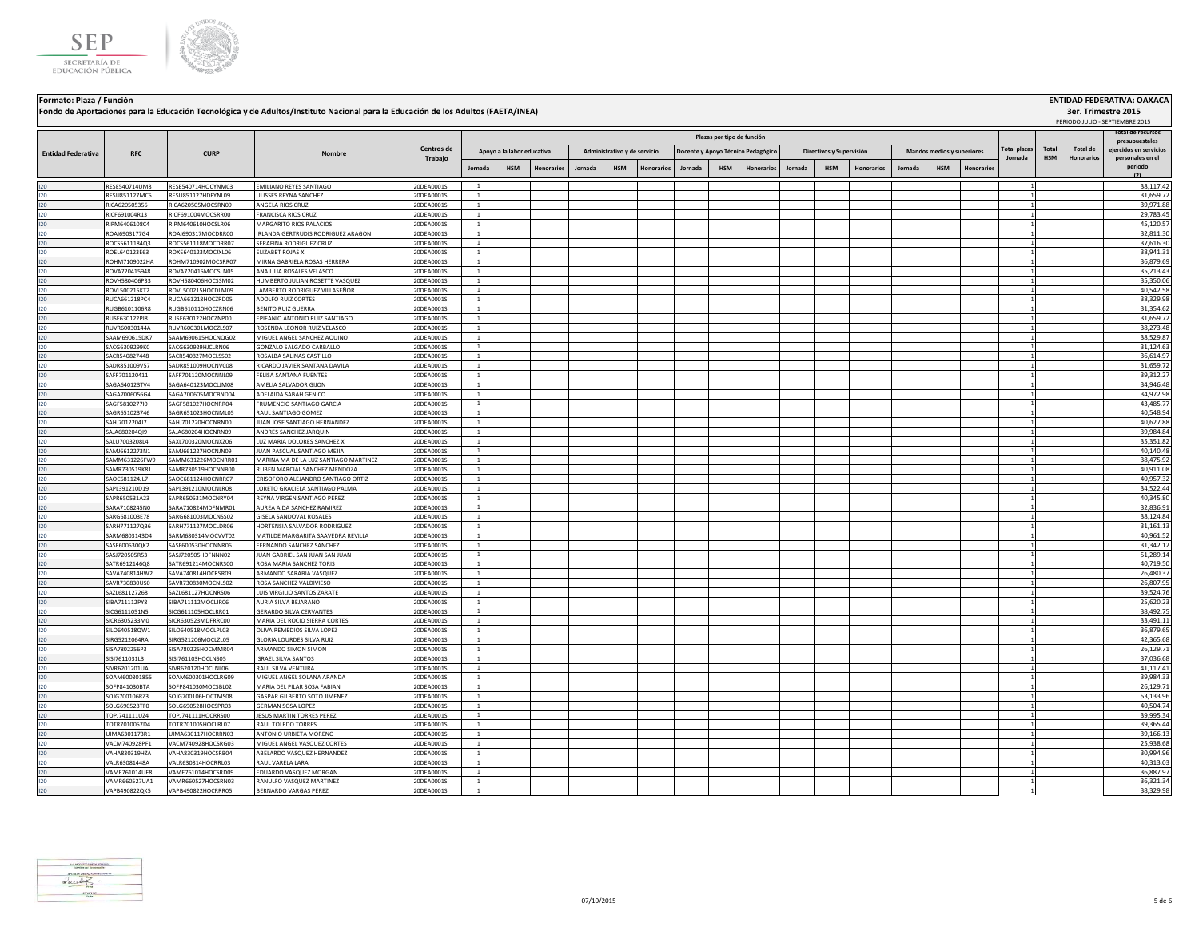**Formato: Plaza / Función**

**Fondo de Aportaciones para la Educación Tecnológica y de Adultos/Instituto Nacional para la Educación de los Adultos (FAETA/INEA)**

**ENTIDAD FEDERATIVA: OAXACA**

**3er. Trimestre 2015**

PERIODO JULIO - SEPTIEMBRE 2015

| Entidad Federativa | RFC | CURP | Nombre | Centros de Trabajo | Plazas por tipo de función | | | | | | | | | | | | | | | Total plazas Jornada | Total HSM | Total de Honorarios | Total de recursos presupuestales ejercidos en servicios personales en el periodo (2) |
|---|---|---|---|---|---|---|---|---|---|---|---|---|---|---|---|---|---|---|---|---|---|---|---|
| | | | | | Apoyo a la labor educativa | | | Administrativo y de servicio | | | Docente y Apoyo Técnico Pedagógico | | | Directivos y Supervisión | | | Mandos medios y superiores | | | | | | |
| | | | | | Jornada | HSM | Honorarios | Jornada | HSM | Honorarios | Jornada | HSM | Honorarios | Jornada | HSM | Honorarios | Jornada | HSM | Honorarios | | | | |
| I20 | RESE540714UM8 | RESE540714HOCYNM03 | EMILIANO REYES SANTIAGO | 20DEA0001S | 1 | | | | | | | | | | | | | | | 1 | | | 38,117.42 |
| I20 | RESU851127MC5 | RESU851127HDFYNL09 | ULISSES REYNA SANCHEZ | 20DEA0001S | 1 | | | | | | | | | | | | | | | 1 | | | 31,659.72 |
| I20 | RICA620505356 | RICA620505MOCSRN09 | ANGELA RIOS CRUZ | 20DEA0001S | 1 | | | | | | | | | | | | | | | 1 | | | 39,971.88 |
| I20 | RICF691004R13 | RICF691004MOCSRR00 | FRANCISCA RIOS CRUZ | 20DEA0001S | 1 | | | | | | | | | | | | | | | 1 | | | 29,783.45 |
| I20 | RIPM6406108C4 | RIPM640610HOCSLR06 | MARGARITO RIOS PALACIOS | 20DEA0001S | 1 | | | | | | | | | | | | | | | 1 | | | 45,120.57 |
| I20 | ROAI6903177G4 | ROAI690317MOCDRR00 | IRLANDA GERTRUDIS RODRIGUEZ ARAGON | 20DEA0001S | 1 | | | | | | | | | | | | | | | 1 | | | 32,811.30 |
| I20 | ROCS5611184Q3 | ROCS561118MOCDRR07 | SERAFINA RODRIGUEZ CRUZ | 20DEA0001S | 1 | | | | | | | | | | | | | | | 1 | | | 37,616.30 |
| I20 | ROEL640123E63 | ROXE640123MOCJXL06 | ELIZABET ROJAS X | 20DEA0001S | 1 | | | | | | | | | | | | | | | 1 | | | 38,941.31 |
| I20 | ROHM7109022HA | ROHM710902MOCSRR07 | MIRNA GABRIELA ROSAS HERRERA | 20DEA0001S | 1 | | | | | | | | | | | | | | | 1 | | | 36,879.69 |
| I20 | ROVA720415948 | ROVA720415MOCSLN05 | ANA LILIA ROSALES VELASCO | 20DEA0001S | 1 | | | | | | | | | | | | | | | 1 | | | 35,213.43 |
| I20 | ROVH580406P33 | ROVH580406HOCSSM02 | HUMBERTO JULIAN ROSETTE VASQUEZ | 20DEA0001S | 1 | | | | | | | | | | | | | | | 1 | | | 35,350.06 |
| I20 | ROVL500215KT2 | ROVL500215HOCDLM09 | LAMBERTO RODRIGUEZ VILLASEÑOR | 20DEA0001S | 1 | | | | | | | | | | | | | | | 1 | | | 40,542.58 |
| I20 | RUCA661218PC4 | RUCA661218HOCZRD05 | ADOLFO RUIZ CORTES | 20DEA0001S | 1 | | | | | | | | | | | | | | | 1 | | | 38,329.98 |
| I20 | RUGB6101106R8 | RUGB610110HOCZRN06 | BENITO RUIZ GUERRA | 20DEA0001S | 1 | | | | | | | | | | | | | | | 1 | | | 31,354.62 |
| I20 | RUSE630122PI8 | RUSE630122HOCZNP00 | EPIFANIO ANTONIO RUIZ SANTIAGO | 20DEA0001S | 1 | | | | | | | | | | | | | | | 1 | | | 31,659.72 |
| I20 | RUVR60030144A | RUVR600301MOCZLS07 | ROSENDA LEONOR RUIZ VELASCO | 20DEA0001S | 1 | | | | | | | | | | | | | | | 1 | | | 38,273.48 |
| I20 | SAAM690615DK7 | SAAM690615HOCNQG02 | MIGUEL ANGEL SANCHEZ AQUINO | 20DEA0001S | 1 | | | | | | | | | | | | | | | 1 | | | 38,529.87 |
| I20 | SACG6309299K0 | SACG630929HJCLRN06 | GONZALO SALGADO CARBALLO | 20DEA0001S | 1 | | | | | | | | | | | | | | | 1 | | | 31,124.63 |
| I20 | SACR540827448 | SACR540827MOCLSS02 | ROSALBA SALINAS CASTILLO | 20DEA0001S | 1 | | | | | | | | | | | | | | | 1 | | | 36,614.97 |
| I20 | SADR851009V57 | SADR851009HOCNVC08 | RICARDO JAVIER SANTANA DAVILA | 20DEA0001S | 1 | | | | | | | | | | | | | | | 1 | | | 31,659.72 |
| I20 | SAFF701120411 | SAFF701120MOCNNL09 | FELISA SANTANA FUENTES | 20DEA0001S | 1 | | | | | | | | | | | | | | | 1 | | | 39,312.27 |
| I20 | SAGA640123TV4 | SAGA640123MOCLJM08 | AMELIA SALVADOR GIJON | 20DEA0001S | 1 | | | | | | | | | | | | | | | 1 | | | 34,946.48 |
| I20 | SAGA7006056G4 | SAGA700605MOCBND04 | ADELAIDA SABAH GENICO | 20DEA0001S | 1 | | | | | | | | | | | | | | | 1 | | | 34,972.98 |
| I20 | SAGF5810277I0 | SAGF581027HOCNRR04 | FRUMENCIO SANTIAGO GARCIA | 20DEA0001S | 1 | | | | | | | | | | | | | | | 1 | | | 43,485.77 |
| I20 | SAGR651023746 | SAGR651023HOCNML05 | RAUL SANTIAGO GOMEZ | 20DEA0001S | 1 | | | | | | | | | | | | | | | 1 | | | 40,548.94 |
| I20 | SAHJ7012204J7 | SAHJ701220HOCNRN00 | JUAN JOSE SANTIAGO HERNANDEZ | 20DEA0001S | 1 | | | | | | | | | | | | | | | 1 | | | 40,627.88 |
| I20 | SAJA680204QI9 | SAJA680204HOCNRN09 | ANDRES SANCHEZ JARQUIN | 20DEA0001S | 1 | | | | | | | | | | | | | | | 1 | | | 39,984.84 |
| I20 | SALU7003208L4 | SAXL700320MOCNXZ06 | LUZ MARIA DOLORES SANCHEZ X | 20DEA0001S | 1 | | | | | | | | | | | | | | | 1 | | | 35,351.82 |
| I20 | SAMJ6612273N1 | SAMJ661227HOCNJN09 | JUAN PASCUAL SANTIAGO MEJIA | 20DEA0001S | 1 | | | | | | | | | | | | | | | 1 | | | 40,140.48 |
| I20 | SAMM631226FW9 | SAMM631226MOCNRR01 | MARINA MA DE LA LUZ SANTIAGO MARTINEZ | 20DEA0001S | 1 | | | | | | | | | | | | | | | 1 | | | 38,475.92 |
| I20 | SAMR730519K81 | SAMR730519HOCNNB00 | RUBEN MARCIAL SANCHEZ MENDOZA | 20DEA0001S | 1 | | | | | | | | | | | | | | | 1 | | | 40,911.08 |
| I20 | SAOC681124JL7 | SAOC681124HOCNRR07 | CRISOFORO ALEJANDRO SANTIAGO ORTIZ | 20DEA0001S | 1 | | | | | | | | | | | | | | | 1 | | | 40,957.32 |
| I20 | SAPL391210D19 | SAPL391210MOCNLR08 | LORETO GRACIELA SANTIAGO PALMA | 20DEA0001S | 1 | | | | | | | | | | | | | | | 1 | | | 34,522.44 |
| I20 | SAPR650531A23 | SAPR650531MOCNRY04 | REYNA VIRGEN SANTIAGO PEREZ | 20DEA0001S | 1 | | | | | | | | | | | | | | | 1 | | | 40,345.80 |
| I20 | SARA7108245N0 | SARA710824MDFNMR01 | AUREA AIDA SANCHEZ RAMIREZ | 20DEA0001S | 1 | | | | | | | | | | | | | | | 1 | | | 32,836.91 |
| I20 | SARG681003E78 | SARG681003MOCNSS02 | GISELA SANDOVAL ROSALES | 20DEA0001S | 1 | | | | | | | | | | | | | | | 1 | | | 38,124.84 |
| I20 | SARH771127QB6 | SARH771127MOCLDR06 | HORTENSIA SALVADOR RODRIGUEZ | 20DEA0001S | 1 | | | | | | | | | | | | | | | 1 | | | 31,161.13 |
| I20 | SARM6803143D4 | SARM680314MOCVVT02 | MATILDE MARGARITA SAAVEDRA REVILLA | 20DEA0001S | 1 | | | | | | | | | | | | | | | 1 | | | 40,961.52 |
| I20 | SASF600530QK2 | SASF600530HOCNNR06 | FERNANDO SANCHEZ SANCHEZ | 20DEA0001S | 1 | | | | | | | | | | | | | | | 1 | | | 31,342.12 |
| I20 | SASJ720505R53 | SASJ720505HDFNNN02 | JUAN GABRIEL SAN JUAN SAN JUAN | 20DEA0001S | 1 | | | | | | | | | | | | | | | 1 | | | 51,289.14 |
| I20 | SATR6912146Q8 | SATR691214MOCNRS00 | ROSA MARIA SANCHEZ TORIS | 20DEA0001S | 1 | | | | | | | | | | | | | | | 1 | | | 40,719.50 |
| I20 | SAVA740814HW2 | SAVA740814HOCRSR09 | ARMANDO SARABIA VASQUEZ | 20DEA0001S | 1 | | | | | | | | | | | | | | | 1 | | | 26,480.37 |
| I20 | SAVR730830US0 | SAVR730830MOCNLS02 | ROSA SANCHEZ VALDIVIESO | 20DEA0001S | 1 | | | | | | | | | | | | | | | 1 | | | 26,807.95 |
| I20 | SAZL681127268 | SAZL681127HOCNRS06 | LUIS VIRGILIO SANTOS ZARATE | 20DEA0001S | 1 | | | | | | | | | | | | | | | 1 | | | 39,524.76 |
| I20 | SIBA711112PY8 | SIBA711112MOCLJR06 | AURIA SILVA BEJARANO | 20DEA0001S | 1 | | | | | | | | | | | | | | | 1 | | | 25,620.23 |
| I20 | SICG6111051N5 | SICG611105HOCLRR01 | GERARDO SILVA CERVANTES | 20DEA0001S | 1 | | | | | | | | | | | | | | | 1 | | | 38,492.75 |
| I20 | SICR6305233M0 | SICR630523MDFRRC00 | MARIA DEL ROCIO SIERRA CORTES | 20DEA0001S | 1 | | | | | | | | | | | | | | | 1 | | | 33,491.11 |
| I20 | SILO640518QW1 | SILO640518MOCLPL03 | OLIVA REMEDIOS SILVA LOPEZ | 20DEA0001S | 1 | | | | | | | | | | | | | | | 1 | | | 36,879.65 |
| I20 | SIRG5212064RA | SIRG521206MOCLZL05 | GLORIA LOURDES SILVA RUIZ | 20DEA0001S | 1 | | | | | | | | | | | | | | | 1 | | | 42,365.68 |
| I20 | SISA7802256P3 | SISA780225HOCMMR04 | ARMANDO SIMON SIMON | 20DEA0001S | 1 | | | | | | | | | | | | | | | 1 | | | 26,129.71 |
| I20 | SISI761103IL3 | SISI761103HOCLNS05 | ISRAEL SILVA SANTOS | 20DEA0001S | 1 | | | | | | | | | | | | | | | 1 | | | 37,036.68 |
| I20 | SIVR6201201UA | SIVR620120HOCLNL06 | RAUL SILVA VENTURA | 20DEA0001S | 1 | | | | | | | | | | | | | | | 1 | | | 41,117.41 |
| I20 | SOAM600301855 | SOAM600301HOCLRG09 | MIGUEL ANGEL SOLANA ARANDA | 20DEA0001S | 1 | | | | | | | | | | | | | | | 1 | | | 39,984.33 |
| I20 | SOFP841030BTA | SOFP841030MOCSBL02 | MARIA DEL PILAR SOSA FABIAN | 20DEA0001S | 1 | | | | | | | | | | | | | | | 1 | | | 26,129.71 |
| I20 | SOJG700106RZ3 | SOJG700106HOCTMS08 | GASPAR GILBERTO SOTO JIMENEZ | 20DEA0001S | 1 | | | | | | | | | | | | | | | 1 | | | 53,133.96 |
| I20 | SOLG690528TF0 | SOLG690528HOCSPR03 | GERMAN SOSA LOPEZ | 20DEA0001S | 1 | | | | | | | | | | | | | | | 1 | | | 40,504.74 |
| I20 | TOPJ741111UZ4 | TOPJ741111HOCRRS00 | JESUS MARTIN TORRES PEREZ | 20DEA0001S | 1 | | | | | | | | | | | | | | | 1 | | | 39,995.34 |
| I20 | TOTR7010057D4 | TOTR701005HOCLRL07 | RAUL TOLEDO TORRES | 20DEA0001S | 1 | | | | | | | | | | | | | | | 1 | | | 39,365.44 |
| I20 | UIMA6301173R1 | UIMA630117HOCRRN03 | ANTONIO URBIETA MORENO | 20DEA0001S | 1 | | | | | | | | | | | | | | | 1 | | | 39,166.13 |
| I20 | VACM740928PF1 | VACM740928HOCSRG03 | MIGUEL ANGEL VASQUEZ CORTES | 20DEA0001S | 1 | | | | | | | | | | | | | | | 1 | | | 25,938.68 |
| I20 | VAHA830319HZA | VAHA830319HOCSRB04 | ABELARDO VASQUEZ HERNANDEZ | 20DEA0001S | 1 | | | | | | | | | | | | | | | 1 | | | 30,994.96 |
| I20 | VALR63081448A | VALR630814HOCRRL03 | RAUL VARELA LARA | 20DEA0001S | 1 | | | | | | | | | | | | | | | 1 | | | 40,313.03 |
| I20 | VAME761014UF8 | VAME761014HOCSRD09 | EDUARDO VASQUEZ MORGAN | 20DEA0001S | 1 | | | | | | | | | | | | | | | 1 | | | 36,887.97 |
| I20 | VAMR660527UA1 | VAMR660527HOCSRN03 | RANULFO VASQUEZ MARTINEZ | 20DEA0001S | 1 | | | | | | | | | | | | | | | 1 | | | 36,321.34 |
| I20 | VAPB490822QK5 | VAPB490822HOCRRR05 | BERNARDO VARGAS PEREZ | 20DEA0001S | 1 | | | | | | | | | | | | | | | 1 | | | 38,329.98 |

07/10/2015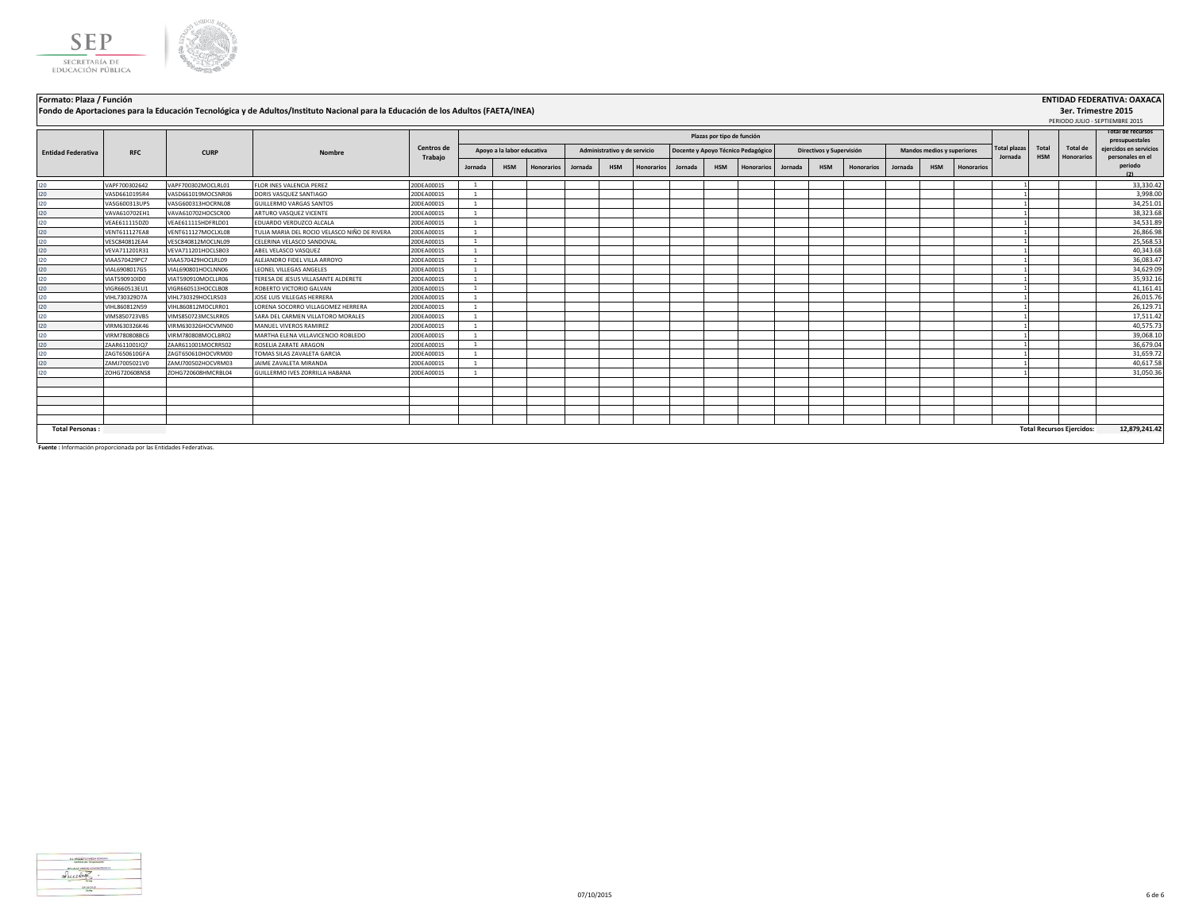**Formato: Plaza / Función**

**Fondo de Aportaciones para la Educación Tecnológica y de Adultos/Instituto Nacional para la Educación de los Adultos (FAETA/INEA)**

**ENTIDAD FEDERATIVA: OAXACA**

**3er. Trimestre 2015**

PERIODO JULIO - SEPTIEMBRE 2015

| Entidad Federativa | RFC | CURP | Nombre | Centros de Trabajo | Plazas por tipo de función | | | | | | | | | | | | | | | Total plazas Jornada | Total HSM | Total de Honorarios | Total de recursos presupuestales ejercidos en servicios personales en el periodo (2) |
|---|---|---|---|---|---|---|---|---|---|---|---|---|---|---|---|---|---|---|---|---|---|---|---|
| | | | | | Apoyo a la labor educativa | | | Administrativo y de servicio | | | Docente y Apoyo Técnico Pedagógico | | | Directivos y Supervisión | | | Mandos medios y superiores | | | | | | |
| | | | | | Jornada | HSM | Honorarios | Jornada | HSM | Honorarios | Jornada | HSM | Honorarios | Jornada | HSM | Honorarios | Jornada | HSM | Honorarios | | | | |
| I20 | VAPF700302642 | VAPF700302MOCLRL01 | FLOR INES VALENCIA PEREZ | 20DEA0001S | 1 | | | | | | | | | | | | | | | 1 | | | 33,330.42 |
| I20 | VASD661019SR4 | VASD661019MOCSNR06 | DORIS VASQUEZ SANTIAGO | 20DEA0001S | 1 | | | | | | | | | | | | | | | 1 | | | 3,998.00 |
| I20 | VASG600313UP5 | VASG600313HOCRNL08 | GUILLERMO VARGAS SANTOS | 20DEA0001S | 1 | | | | | | | | | | | | | | | 1 | | | 34,251.01 |
| I20 | VAVA610702EH1 | VAVA610702HOCSCR00 | ARTURO VASQUEZ VICENTE | 20DEA0001S | 1 | | | | | | | | | | | | | | | 1 | | | 38,323.68 |
| I20 | VEAE611115DZ0 | VEAE611115HDFRLD01 | EDUARDO VERDUZCO ALCALA | 20DEA0001S | 1 | | | | | | | | | | | | | | | 1 | | | 34,531.89 |
| I20 | VENT611127EA8 | VENT611127MOCLXL08 | TULIA MARIA DEL ROCIO VELASCO NIÑO DE RIVERA | 20DEA0001S | 1 | | | | | | | | | | | | | | | 1 | | | 26,866.98 |
| I20 | VESC840812EA4 | VESC840812MOCLNL09 | CELERINA VELASCO SANDOVAL | 20DEA0001S | 1 | | | | | | | | | | | | | | | 1 | | | 25,568.53 |
| I20 | VEVA711201R31 | VEVA711201HOCLSB03 | ABEL VELASCO VASQUEZ | 20DEA0001S | 1 | | | | | | | | | | | | | | | 1 | | | 40,343.68 |
| I20 | VIAA570429PC7 | VIAA570429HOCLRL09 | ALEJANDRO FIDEL VILLA ARROYO | 20DEA0001S | 1 | | | | | | | | | | | | | | | 1 | | | 36,083.47 |
| I20 | VIAL6908017G5 | VIAL690801HOCLNN06 | LEONEL VILLEGAS ANGELES | 20DEA0001S | 1 | | | | | | | | | | | | | | | 1 | | | 34,629.09 |
| I20 | VIAT590910ID0 | VIAT590910MOCLLR06 | TERESA DE JESUS VILLASANTE ALDERETE | 20DEA0001S | 1 | | | | | | | | | | | | | | | 1 | | | 35,932.16 |
| I20 | VIGR660513EU1 | VIGR660513HOCCLB08 | ROBERTO VICTORIO GALVAN | 20DEA0001S | 1 | | | | | | | | | | | | | | | 1 | | | 41,161.41 |
| I20 | VIHL730329D7A | VIHL730329HOCLRS03 | JOSE LUIS VILLEGAS HERRERA | 20DEA0001S | 1 | | | | | | | | | | | | | | | 1 | | | 26,015.76 |
| I20 | VIHL860812N59 | VIHL860812MOCLRR01 | LORENA SOCORRO VILLAGOMEZ HERRERA | 20DEA0001S | 1 | | | | | | | | | | | | | | | 1 | | | 26,129.71 |
| I20 | VIMS850723VB5 | VIMS850723MCSLRR05 | SARA DEL CARMEN VILLATORO MORALES | 20DEA0001S | 1 | | | | | | | | | | | | | | | 1 | | | 17,511.42 |
| I20 | VIRM630326K46 | VIRM630326HOCVMN00 | MANUEL VIVEROS RAMIREZ | 20DEA0001S | 1 | | | | | | | | | | | | | | | 1 | | | 40,575.73 |
| I20 | VIRM780808BC6 | VIRM780808MOCLBR02 | MARTHA ELENA VILLAVICENCIO ROBLEDO | 20DEA0001S | 1 | | | | | | | | | | | | | | | 1 | | | 39,068.10 |
| I20 | ZAAR611001IQ7 | ZAAR611001MOCRRS02 | ROSELIA ZARATE ARAGON | 20DEA0001S | 1 | | | | | | | | | | | | | | | 1 | | | 36,679.04 |
| I20 | ZAGT650610GFA | ZAGT650610HOCVRM00 | TOMAS SILAS ZAVALETA GARCIA | 20DEA0001S | 1 | | | | | | | | | | | | | | | 1 | | | 31,659.72 |
| I20 | ZAMJ7005021V0 | ZAMJ700502HOCVRM03 | JAIME ZAVALETA MIRANDA | 20DEA0001S | 1 | | | | | | | | | | | | | | | 1 | | | 40,617.58 |
| I20 | ZOHG720608NS8 | ZOHG720608HMCRBL04 | GUILLERMO IVES ZORRILLA HABANA | 20DEA0001S | 1 | | | | | | | | | | | | | | | 1 | | | 31,050.36 |
| **Total Personas :** | | | | | | | | | | | | | | | | | | | | **Total Recursos Ejercidos:** | | | **12,879,241.42** |

**Fuente :** Información proporcionada por las Entidades Federativas.

07/10/2015